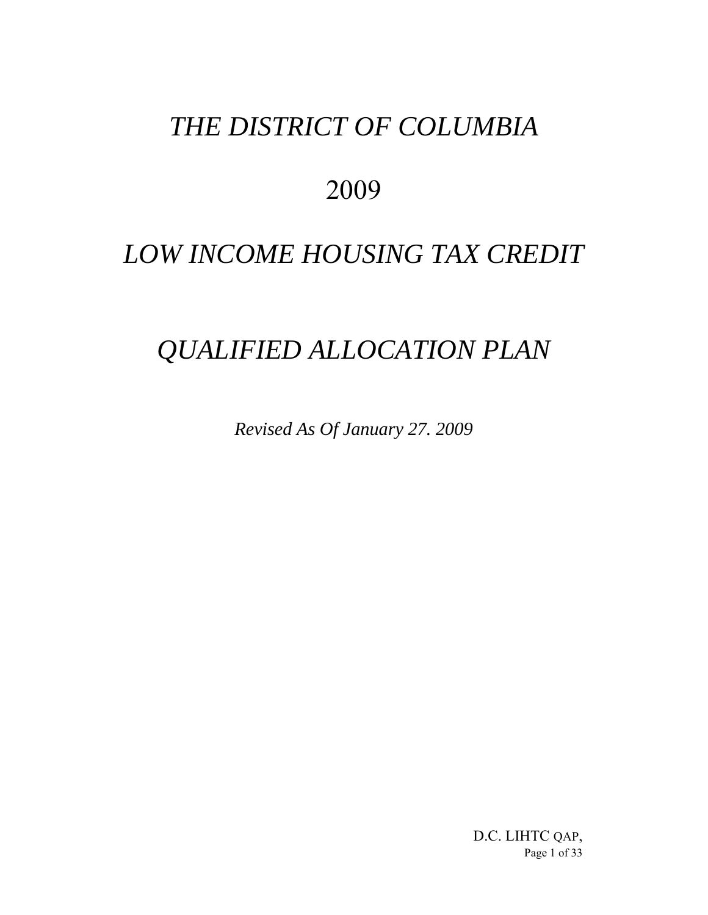# *THE DISTRICT OF COLUMBIA*

# 2009

# *LOW INCOME HOUSING TAX CREDIT*

# *QUALIFIED ALLOCATION PLAN*

*Revised As Of January 27. 2009*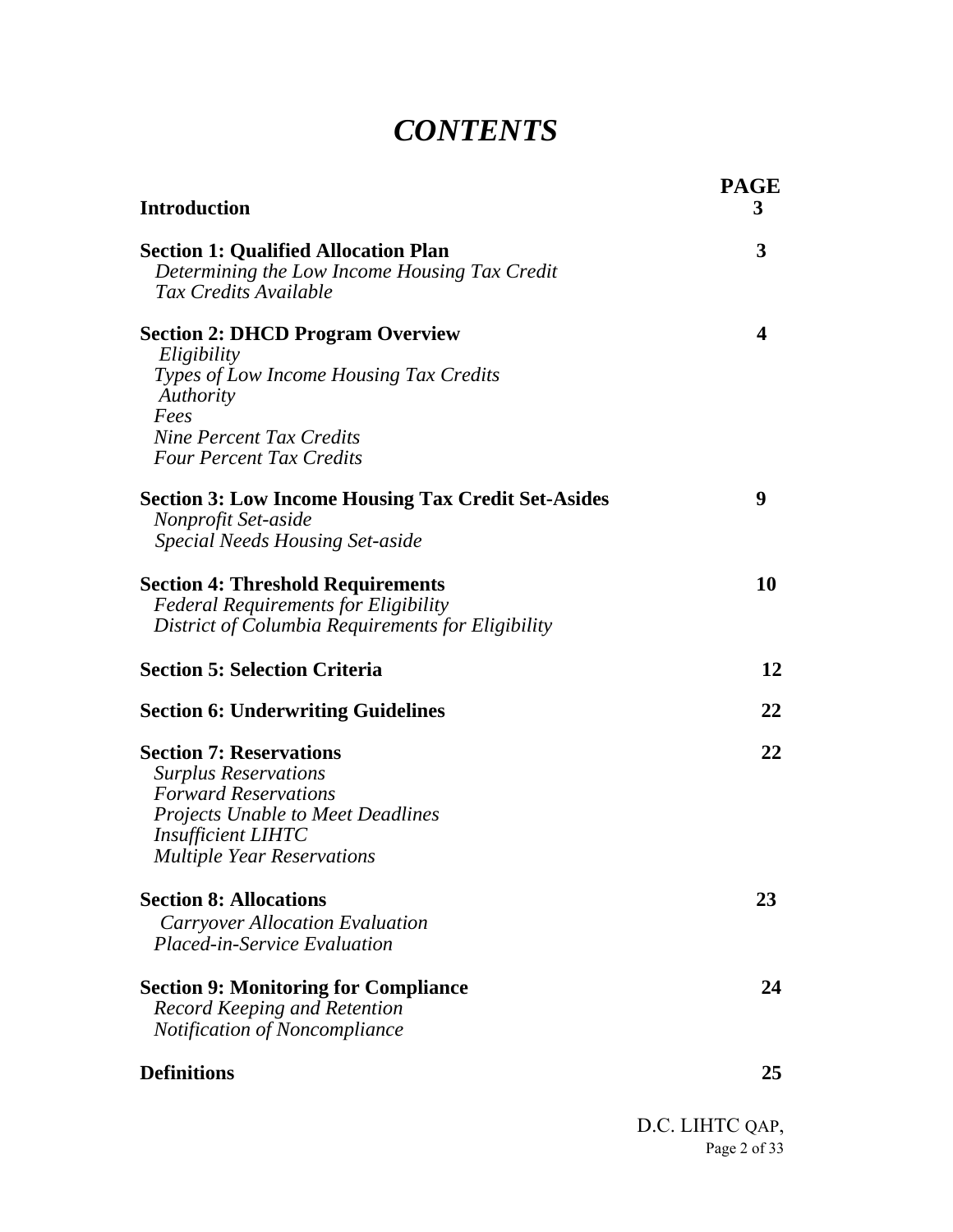# *CONTENTS*

| | PAGE |
|---|---|
| **Introduction** | **3** |
| **Section 1: Qualified Allocation Plan**<br>*Determining the Low Income Housing Tax Credit*<br>*Tax Credits Available* | **3** |
| **Section 2: DHCD Program Overview**<br>*Eligibility*<br>*Types of Low Income Housing Tax Credits*<br>*Authority*<br>*Fees*<br>*Nine Percent Tax Credits*<br>*Four Percent Tax Credits* | **4** |
| **Section 3: Low Income Housing Tax Credit Set-Asides**<br>*Nonprofit Set-aside*<br>*Special Needs Housing Set-aside* | **9** |
| **Section 4: Threshold Requirements**<br>*Federal Requirements for Eligibility*<br>*District of Columbia Requirements for Eligibility* | **10** |
| **Section 5: Selection Criteria** | **12** |
| **Section 6: Underwriting Guidelines** | **22** |
| **Section 7: Reservations**<br>*Surplus Reservations*<br>*Forward Reservations*<br>*Projects Unable to Meet Deadlines*<br>*Insufficient LIHTC*<br>*Multiple Year Reservations* | **22** |
| **Section 8: Allocations**<br>*Carryover Allocation Evaluation*<br>*Placed-in-Service Evaluation* | **23** |
| **Section 9: Monitoring for Compliance**<br>*Record Keeping and Retention*<br>*Notification of Noncompliance* | **24** |
| **Definitions** | **25** |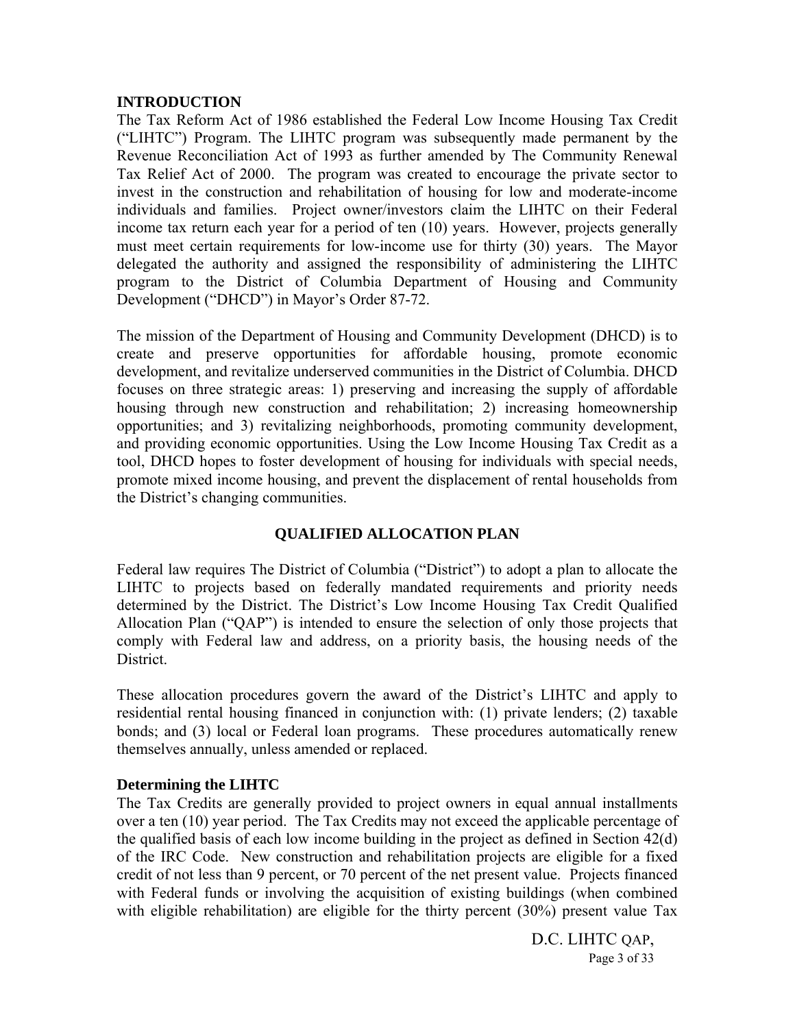## INTRODUCTION

The Tax Reform Act of 1986 established the Federal Low Income Housing Tax Credit ("LIHTC") Program. The LIHTC program was subsequently made permanent by the Revenue Reconciliation Act of 1993 as further amended by The Community Renewal Tax Relief Act of 2000. The program was created to encourage the private sector to invest in the construction and rehabilitation of housing for low and moderate-income individuals and families. Project owner/investors claim the LIHTC on their Federal income tax return each year for a period of ten (10) years. However, projects generally must meet certain requirements for low-income use for thirty (30) years. The Mayor delegated the authority and assigned the responsibility of administering the LIHTC program to the District of Columbia Department of Housing and Community Development ("DHCD") in Mayor's Order 87-72.

The mission of the Department of Housing and Community Development (DHCD) is to create and preserve opportunities for affordable housing, promote economic development, and revitalize underserved communities in the District of Columbia. DHCD focuses on three strategic areas: 1) preserving and increasing the supply of affordable housing through new construction and rehabilitation; 2) increasing homeownership opportunities; and 3) revitalizing neighborhoods, promoting community development, and providing economic opportunities. Using the Low Income Housing Tax Credit as a tool, DHCD hopes to foster development of housing for individuals with special needs, promote mixed income housing, and prevent the displacement of rental households from the District's changing communities.

## QUALIFIED ALLOCATION PLAN

Federal law requires The District of Columbia ("District") to adopt a plan to allocate the LIHTC to projects based on federally mandated requirements and priority needs determined by the District. The District's Low Income Housing Tax Credit Qualified Allocation Plan ("QAP") is intended to ensure the selection of only those projects that comply with Federal law and address, on a priority basis, the housing needs of the District.

These allocation procedures govern the award of the District's LIHTC and apply to residential rental housing financed in conjunction with: (1) private lenders; (2) taxable bonds; and (3) local or Federal loan programs. These procedures automatically renew themselves annually, unless amended or replaced.

### Determining the LIHTC

The Tax Credits are generally provided to project owners in equal annual installments over a ten (10) year period. The Tax Credits may not exceed the applicable percentage of the qualified basis of each low income building in the project as defined in Section 42(d) of the IRC Code. New construction and rehabilitation projects are eligible for a fixed credit of not less than 9 percent, or 70 percent of the net present value. Projects financed with Federal funds or involving the acquisition of existing buildings (when combined with eligible rehabilitation) are eligible for the thirty percent (30%) present value Tax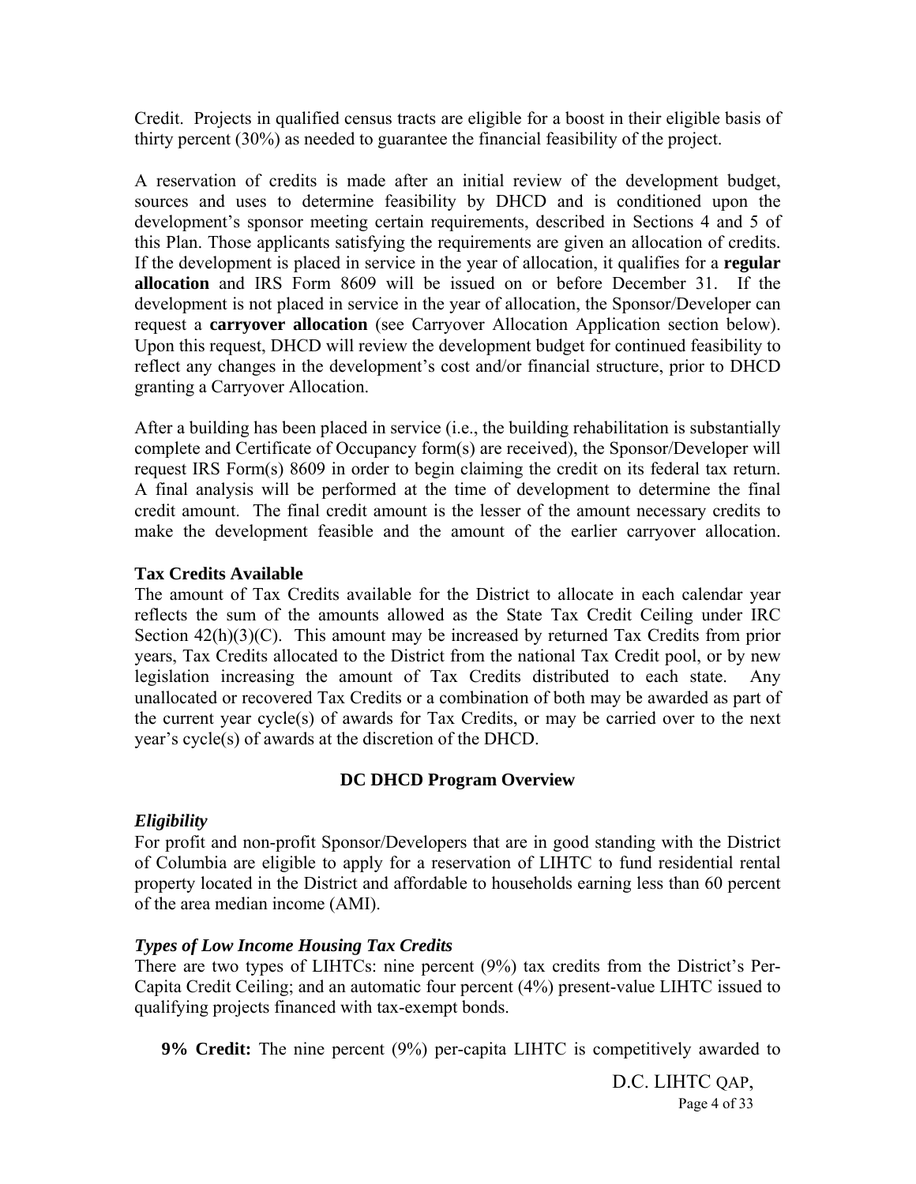Credit. Projects in qualified census tracts are eligible for a boost in their eligible basis of thirty percent (30%) as needed to guarantee the financial feasibility of the project.

A reservation of credits is made after an initial review of the development budget, sources and uses to determine feasibility by DHCD and is conditioned upon the development's sponsor meeting certain requirements, described in Sections 4 and 5 of this Plan. Those applicants satisfying the requirements are given an allocation of credits. If the development is placed in service in the year of allocation, it qualifies for a **regular allocation** and IRS Form 8609 will be issued on or before December 31. If the development is not placed in service in the year of allocation, the Sponsor/Developer can request a **carryover allocation** (see Carryover Allocation Application section below). Upon this request, DHCD will review the development budget for continued feasibility to reflect any changes in the development's cost and/or financial structure, prior to DHCD granting a Carryover Allocation.

After a building has been placed in service (i.e., the building rehabilitation is substantially complete and Certificate of Occupancy form(s) are received), the Sponsor/Developer will request IRS Form(s) 8609 in order to begin claiming the credit on its federal tax return. A final analysis will be performed at the time of development to determine the final credit amount. The final credit amount is the lesser of the amount necessary credits to make the development feasible and the amount of the earlier carryover allocation.

**Tax Credits Available**

The amount of Tax Credits available for the District to allocate in each calendar year reflects the sum of the amounts allowed as the State Tax Credit Ceiling under IRC Section 42(h)(3)(C). This amount may be increased by returned Tax Credits from prior years, Tax Credits allocated to the District from the national Tax Credit pool, or by new legislation increasing the amount of Tax Credits distributed to each state. Any unallocated or recovered Tax Credits or a combination of both may be awarded as part of the current year cycle(s) of awards for Tax Credits, or may be carried over to the next year's cycle(s) of awards at the discretion of the DHCD.

## DC DHCD Program Overview

***Eligibility***

For profit and non-profit Sponsor/Developers that are in good standing with the District of Columbia are eligible to apply for a reservation of LIHTC to fund residential rental property located in the District and affordable to households earning less than 60 percent of the area median income (AMI).

***Types of Low Income Housing Tax Credits***

There are two types of LIHTCs: nine percent (9%) tax credits from the District's Per-Capita Credit Ceiling; and an automatic four percent (4%) present-value LIHTC issued to qualifying projects financed with tax-exempt bonds.

**9% Credit:** The nine percent (9%) per-capita LIHTC is competitively awarded to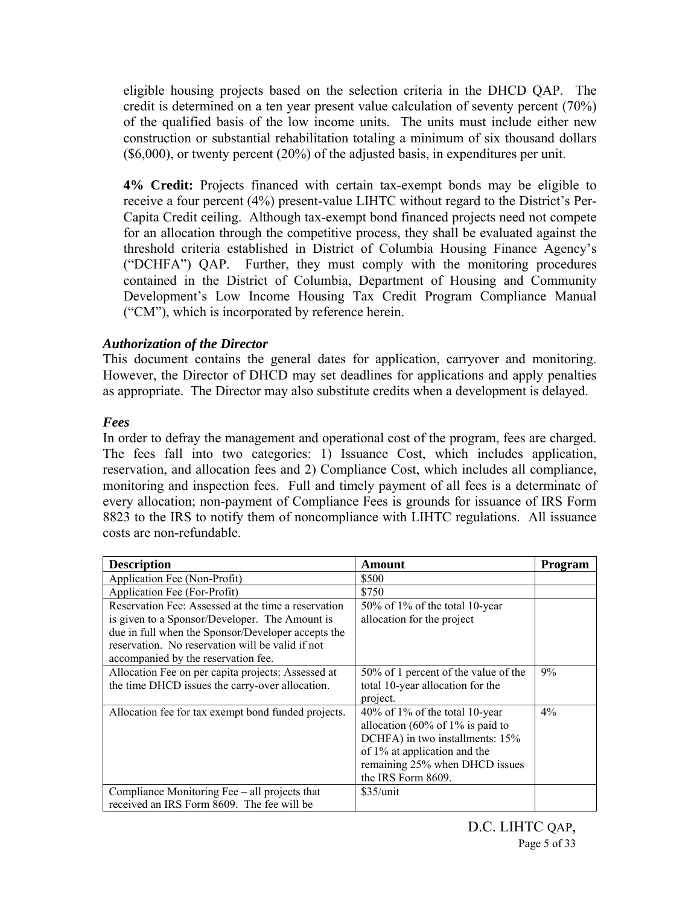eligible housing projects based on the selection criteria in the DHCD QAP. The credit is determined on a ten year present value calculation of seventy percent (70%) of the qualified basis of the low income units. The units must include either new construction or substantial rehabilitation totaling a minimum of six thousand dollars ($6,000), or twenty percent (20%) of the adjusted basis, in expenditures per unit.

**4% Credit:** Projects financed with certain tax-exempt bonds may be eligible to receive a four percent (4%) present-value LIHTC without regard to the District's Per-Capita Credit ceiling. Although tax-exempt bond financed projects need not compete for an allocation through the competitive process, they shall be evaluated against the threshold criteria established in District of Columbia Housing Finance Agency's ("DCHFA") QAP. Further, they must comply with the monitoring procedures contained in the District of Columbia, Department of Housing and Community Development's Low Income Housing Tax Credit Program Compliance Manual ("CM"), which is incorporated by reference herein.

***Authorization of the Director***

This document contains the general dates for application, carryover and monitoring. However, the Director of DHCD may set deadlines for applications and apply penalties as appropriate. The Director may also substitute credits when a development is delayed.

***Fees***

In order to defray the management and operational cost of the program, fees are charged. The fees fall into two categories: 1) Issuance Cost, which includes application, reservation, and allocation fees and 2) Compliance Cost, which includes all compliance, monitoring and inspection fees. Full and timely payment of all fees is a determinate of every allocation; non-payment of Compliance Fees is grounds for issuance of IRS Form 8823 to the IRS to notify them of noncompliance with LIHTC regulations. All issuance costs are non-refundable.

| Description | Amount | Program |
|---|---|---|
| Application Fee (Non-Profit) | $500 | |
| Application Fee (For-Profit) | $750 | |
| Reservation Fee: Assessed at the time a reservation is given to a Sponsor/Developer. The Amount is due in full when the Sponsor/Developer accepts the reservation. No reservation will be valid if not accompanied by the reservation fee. | 50% of 1% of the total 10-year allocation for the project | |
| Allocation Fee on per capita projects: Assessed at the time DHCD issues the carry-over allocation. | 50% of 1 percent of the value of the total 10-year allocation for the project. | 9% |
| Allocation fee for tax exempt bond funded projects. | 40% of 1% of the total 10-year allocation (60% of 1% is paid to DCHFA) in two installments: 15% of 1% at application and the remaining 25% when DHCD issues the IRS Form 8609. | 4% |
| Compliance Monitoring Fee – all projects that received an IRS Form 8609. The fee will be | $35/unit | |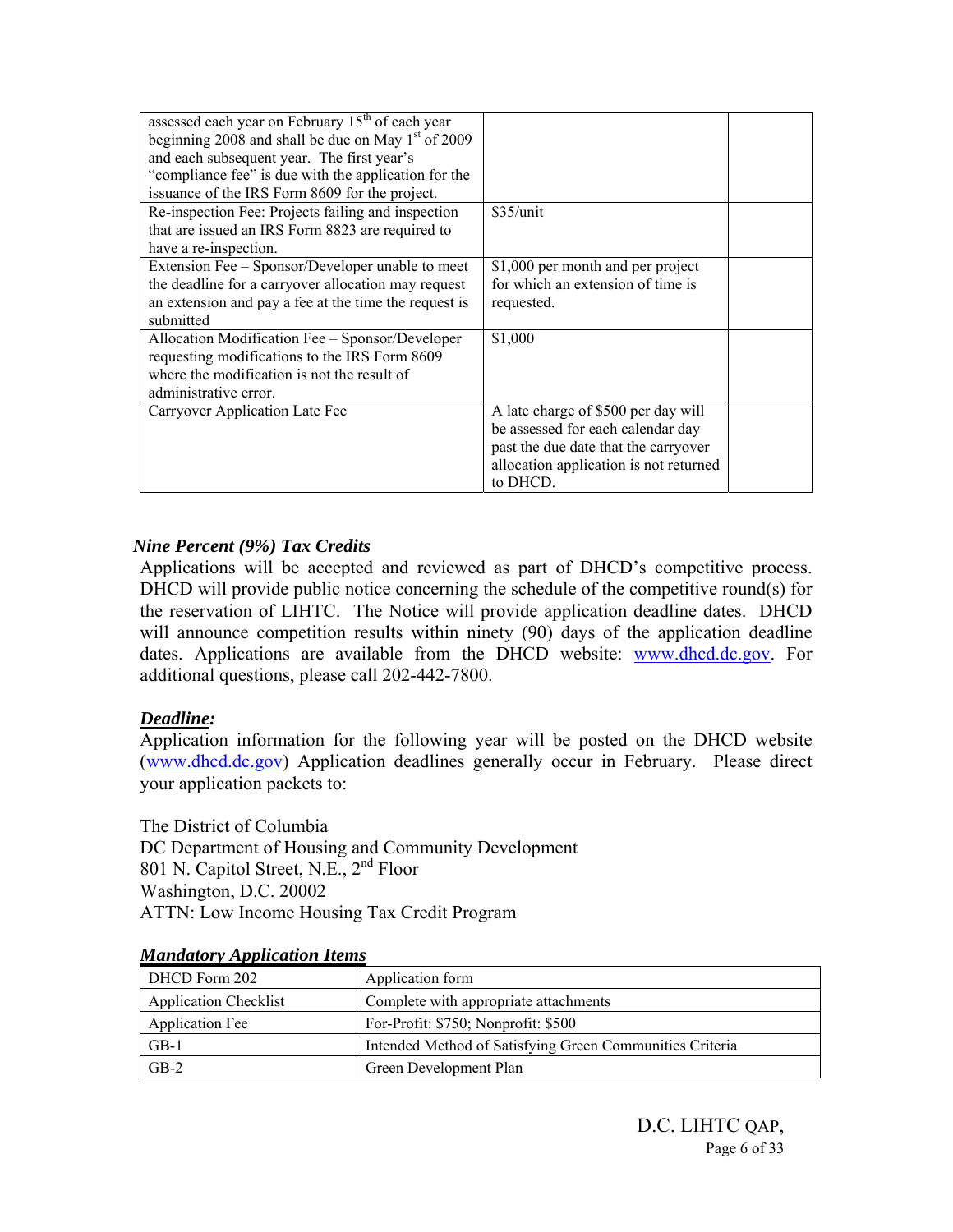| | | |
|---|---|---|
| assessed each year on February 15th of each year beginning 2008 and shall be due on May 1st of 2009 and each subsequent year. The first year's "compliance fee" is due with the application for the issuance of the IRS Form 8609 for the project. | | |
| Re-inspection Fee: Projects failing and inspection that are issued an IRS Form 8823 are required to have a re-inspection. | $35/unit | |
| Extension Fee – Sponsor/Developer unable to meet the deadline for a carryover allocation may request an extension and pay a fee at the time the request is submitted | $1,000 per month and per project for which an extension of time is requested. | |
| Allocation Modification Fee – Sponsor/Developer requesting modifications to the IRS Form 8609 where the modification is not the result of administrative error. | $1,000 | |
| Carryover Application Late Fee | A late charge of $500 per day will be assessed for each calendar day past the due date that the carryover allocation application is not returned to DHCD. | |

### *Nine Percent (9%) Tax Credits*

Applications will be accepted and reviewed as part of DHCD's competitive process. DHCD will provide public notice concerning the schedule of the competitive round(s) for the reservation of LIHTC. The Notice will provide application deadline dates. DHCD will announce competition results within ninety (90) days of the application deadline dates. Applications are available from the DHCD website: www.dhcd.dc.gov. For additional questions, please call 202-442-7800.

### ***Deadline:***

Application information for the following year will be posted on the DHCD website (www.dhcd.dc.gov) Application deadlines generally occur in February. Please direct your application packets to:

The District of Columbia
DC Department of Housing and Community Development
801 N. Capitol Street, N.E., 2nd Floor
Washington, D.C. 20002
ATTN: Low Income Housing Tax Credit Program

### ***Mandatory Application Items***

| | |
|---|---|
| DHCD Form 202 | Application form |
| Application Checklist | Complete with appropriate attachments |
| Application Fee | For-Profit: $750; Nonprofit: $500 |
| GB-1 | Intended Method of Satisfying Green Communities Criteria |
| GB-2 | Green Development Plan |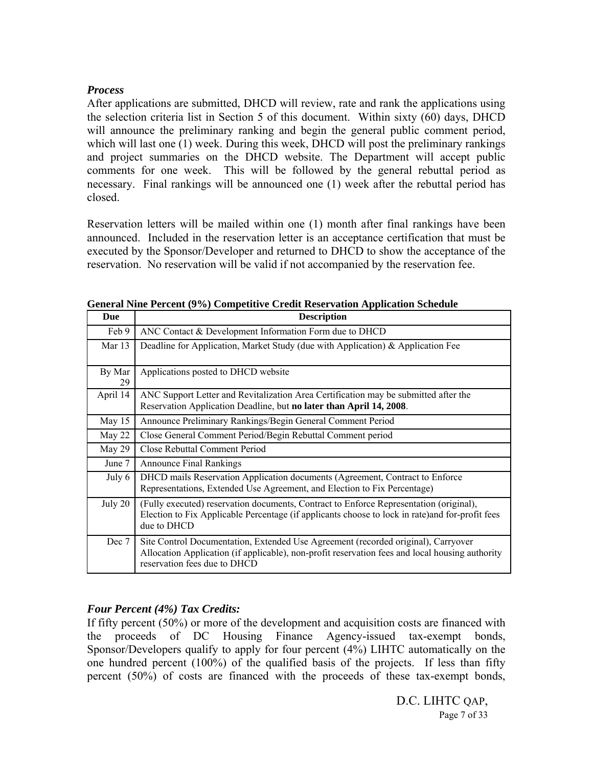### *Process*

After applications are submitted, DHCD will review, rate and rank the applications using the selection criteria list in Section 5 of this document. Within sixty (60) days, DHCD will announce the preliminary ranking and begin the general public comment period, which will last one (1) week. During this week, DHCD will post the preliminary rankings and project summaries on the DHCD website. The Department will accept public comments for one week. This will be followed by the general rebuttal period as necessary. Final rankings will be announced one (1) week after the rebuttal period has closed.

Reservation letters will be mailed within one (1) month after final rankings have been announced. Included in the reservation letter is an acceptance certification that must be executed by the Sponsor/Developer and returned to DHCD to show the acceptance of the reservation. No reservation will be valid if not accompanied by the reservation fee.

**General Nine Percent (9%) Competitive Credit Reservation Application Schedule**

| Due | Description |
|---|---|
| Feb 9 | ANC Contact & Development Information Form due to DHCD |
| Mar 13 | Deadline for Application, Market Study (due with Application) & Application Fee |
| By Mar 29 | Applications posted to DHCD website |
| April 14 | ANC Support Letter and Revitalization Area Certification may be submitted after the Reservation Application Deadline, but **no later than April 14, 2008**. |
| May 15 | Announce Preliminary Rankings/Begin General Comment Period |
| May 22 | Close General Comment Period/Begin Rebuttal Comment period |
| May 29 | Close Rebuttal Comment Period |
| June 7 | Announce Final Rankings |
| July 6 | DHCD mails Reservation Application documents (Agreement, Contract to Enforce Representations, Extended Use Agreement, and Election to Fix Percentage) |
| July 20 | (Fully executed) reservation documents, Contract to Enforce Representation (original), Election to Fix Applicable Percentage (if applicants choose to lock in rate)and for-profit fees due to DHCD |
| Dec 7 | Site Control Documentation, Extended Use Agreement (recorded original), Carryover Allocation Application (if applicable), non-profit reservation fees and local housing authority reservation fees due to DHCD |

### *Four Percent (4%) Tax Credits:*

If fifty percent (50%) or more of the development and acquisition costs are financed with the proceeds of DC Housing Finance Agency-issued tax-exempt bonds, Sponsor/Developers qualify to apply for four percent (4%) LIHTC automatically on the one hundred percent (100%) of the qualified basis of the projects. If less than fifty percent (50%) of costs are financed with the proceeds of these tax-exempt bonds,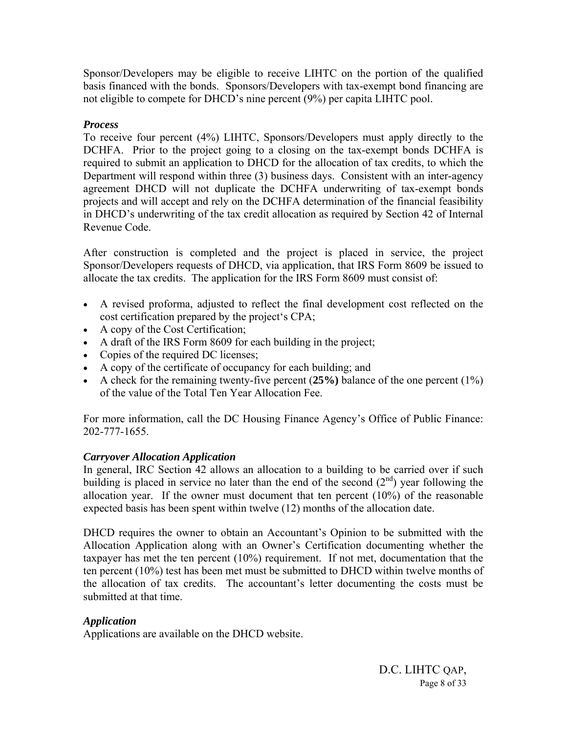Sponsor/Developers may be eligible to receive LIHTC on the portion of the qualified basis financed with the bonds. Sponsors/Developers with tax-exempt bond financing are not eligible to compete for DHCD's nine percent (9%) per capita LIHTC pool.

### *Process*

To receive four percent (4%) LIHTC, Sponsors/Developers must apply directly to the DCHFA. Prior to the project going to a closing on the tax-exempt bonds DCHFA is required to submit an application to DHCD for the allocation of tax credits, to which the Department will respond within three (3) business days. Consistent with an inter-agency agreement DHCD will not duplicate the DCHFA underwriting of tax-exempt bonds projects and will accept and rely on the DCHFA determination of the financial feasibility in DHCD's underwriting of the tax credit allocation as required by Section 42 of Internal Revenue Code.

After construction is completed and the project is placed in service, the project Sponsor/Developers requests of DHCD, via application, that IRS Form 8609 be issued to allocate the tax credits. The application for the IRS Form 8609 must consist of:

- A revised proforma, adjusted to reflect the final development cost reflected on the cost certification prepared by the project's CPA;
- A copy of the Cost Certification;
- A draft of the IRS Form 8609 for each building in the project;
- Copies of the required DC licenses;
- A copy of the certificate of occupancy for each building; and
- A check for the remaining twenty-five percent (**25%)** balance of the one percent (1%) of the value of the Total Ten Year Allocation Fee.

For more information, call the DC Housing Finance Agency's Office of Public Finance: 202-777-1655.

### *Carryover Allocation Application*

In general, IRC Section 42 allows an allocation to a building to be carried over if such building is placed in service no later than the end of the second (2nd) year following the allocation year. If the owner must document that ten percent (10%) of the reasonable expected basis has been spent within twelve (12) months of the allocation date.

DHCD requires the owner to obtain an Accountant's Opinion to be submitted with the Allocation Application along with an Owner's Certification documenting whether the taxpayer has met the ten percent (10%) requirement. If not met, documentation that the ten percent (10%) test has been met must be submitted to DHCD within twelve months of the allocation of tax credits. The accountant's letter documenting the costs must be submitted at that time.

### *Application*

Applications are available on the DHCD website.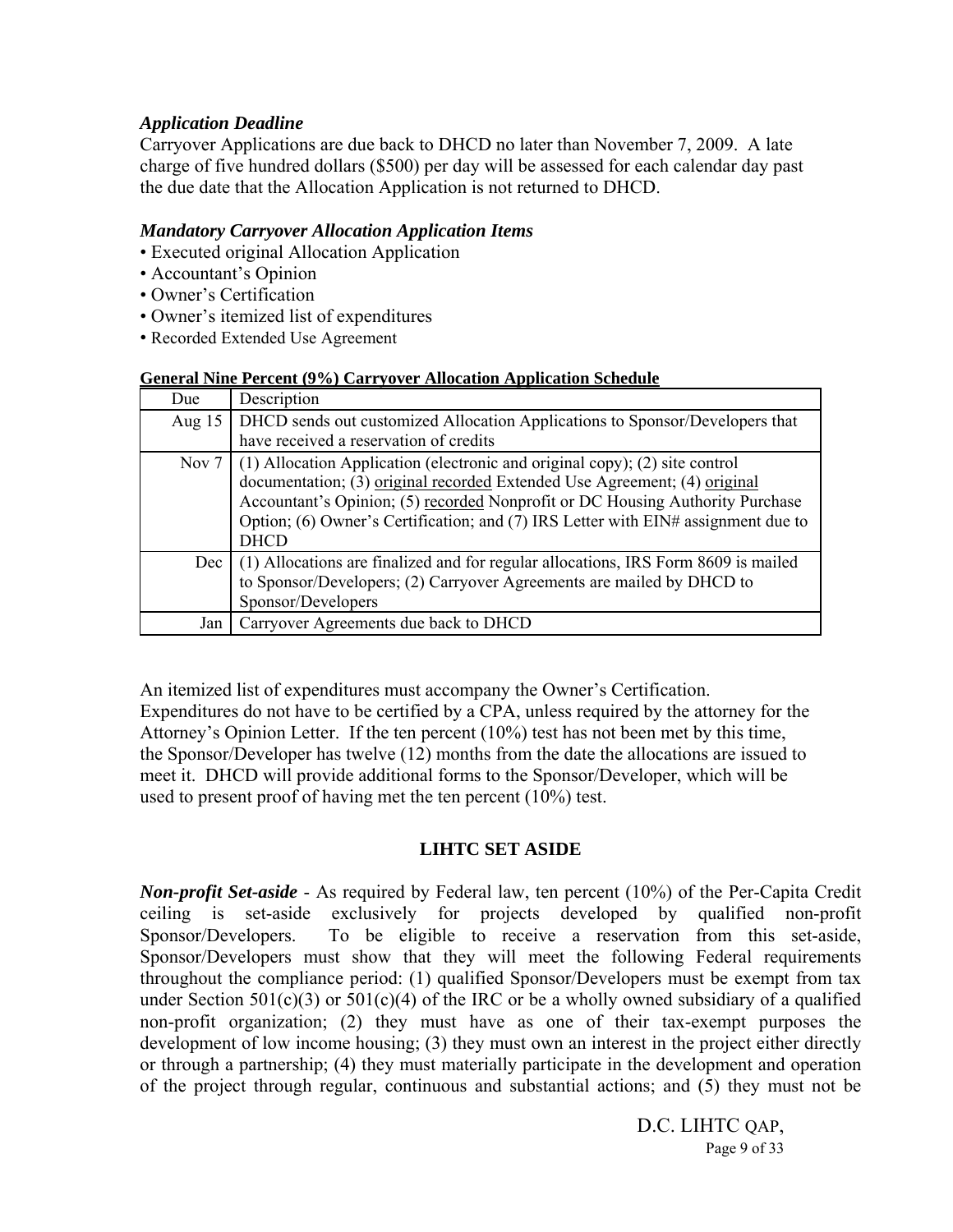### *Application Deadline*

Carryover Applications are due back to DHCD no later than November 7, 2009. A late charge of five hundred dollars ($500) per day will be assessed for each calendar day past the due date that the Allocation Application is not returned to DHCD.

### *Mandatory Carryover Allocation Application Items*

- Executed original Allocation Application
- Accountant's Opinion
- Owner's Certification
- Owner's itemized list of expenditures
- Recorded Extended Use Agreement

**General Nine Percent (9%) Carryover Allocation Application Schedule**

| Due | Description |
|---|---|
| Aug 15 | DHCD sends out customized Allocation Applications to Sponsor/Developers that have received a reservation of credits |
| Nov 7 | (1) Allocation Application (electronic and original copy); (2) site control documentation; (3) <u>original recorded</u> Extended Use Agreement; (4) <u>original</u> Accountant's Opinion; (5) <u>recorded</u> Nonprofit or DC Housing Authority Purchase Option; (6) Owner's Certification; and (7) IRS Letter with EIN# assignment due to DHCD |
| Dec | (1) Allocations are finalized and for regular allocations, IRS Form 8609 is mailed to Sponsor/Developers; (2) Carryover Agreements are mailed by DHCD to Sponsor/Developers |
| Jan | Carryover Agreements due back to DHCD |

An itemized list of expenditures must accompany the Owner's Certification. Expenditures do not have to be certified by a CPA, unless required by the attorney for the Attorney's Opinion Letter. If the ten percent (10%) test has not been met by this time, the Sponsor/Developer has twelve (12) months from the date the allocations are issued to meet it. DHCD will provide additional forms to the Sponsor/Developer, which will be used to present proof of having met the ten percent (10%) test.

## LIHTC SET ASIDE

***Non-profit Set-aside*** - As required by Federal law, ten percent (10%) of the Per-Capita Credit ceiling is set-aside exclusively for projects developed by qualified non-profit Sponsor/Developers. To be eligible to receive a reservation from this set-aside, Sponsor/Developers must show that they will meet the following Federal requirements throughout the compliance period: (1) qualified Sponsor/Developers must be exempt from tax under Section 501(c)(3) or 501(c)(4) of the IRC or be a wholly owned subsidiary of a qualified non-profit organization; (2) they must have as one of their tax-exempt purposes the development of low income housing; (3) they must own an interest in the project either directly or through a partnership; (4) they must materially participate in the development and operation of the project through regular, continuous and substantial actions; and (5) they must not be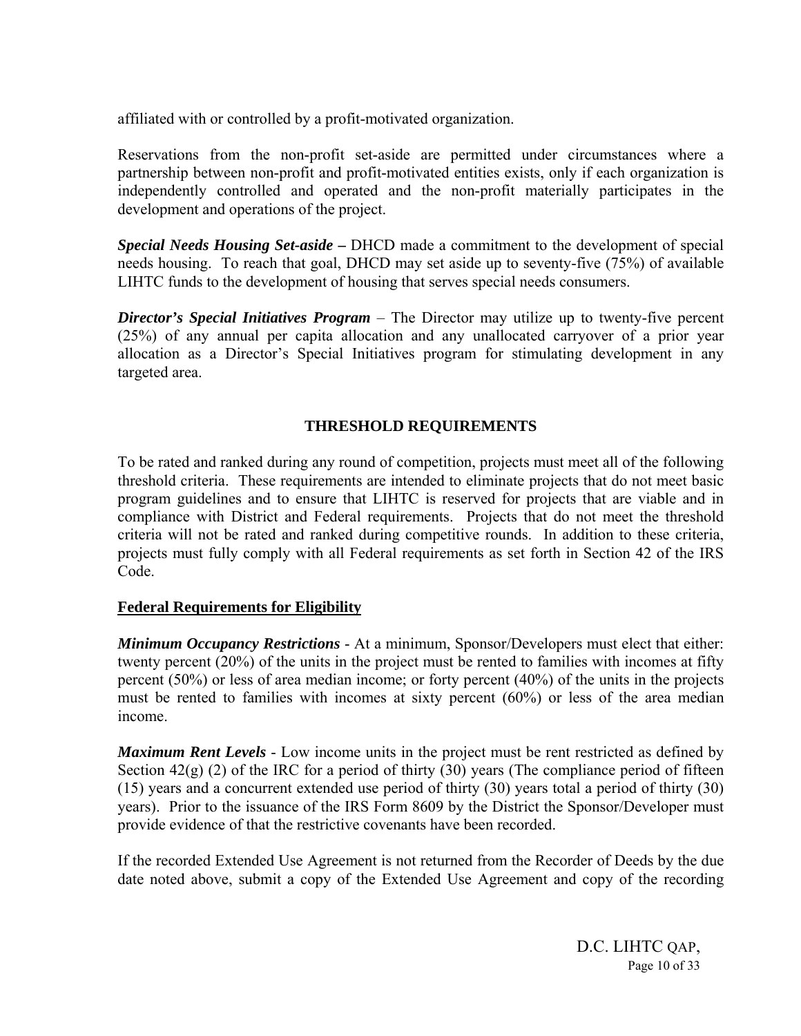affiliated with or controlled by a profit-motivated organization.

Reservations from the non-profit set-aside are permitted under circumstances where a partnership between non-profit and profit-motivated entities exists, only if each organization is independently controlled and operated and the non-profit materially participates in the development and operations of the project.

***Special Needs Housing Set-aside –*** DHCD made a commitment to the development of special needs housing. To reach that goal, DHCD may set aside up to seventy-five (75%) of available LIHTC funds to the development of housing that serves special needs consumers.

***Director's Special Initiatives Program*** – The Director may utilize up to twenty-five percent (25%) of any annual per capita allocation and any unallocated carryover of a prior year allocation as a Director's Special Initiatives program for stimulating development in any targeted area.

## THRESHOLD REQUIREMENTS

To be rated and ranked during any round of competition, projects must meet all of the following threshold criteria. These requirements are intended to eliminate projects that do not meet basic program guidelines and to ensure that LIHTC is reserved for projects that are viable and in compliance with District and Federal requirements. Projects that do not meet the threshold criteria will not be rated and ranked during competitive rounds. In addition to these criteria, projects must fully comply with all Federal requirements as set forth in Section 42 of the IRS Code.

### Federal Requirements for Eligibility

***Minimum Occupancy Restrictions*** - At a minimum, Sponsor/Developers must elect that either: twenty percent (20%) of the units in the project must be rented to families with incomes at fifty percent (50%) or less of area median income; or forty percent (40%) of the units in the projects must be rented to families with incomes at sixty percent (60%) or less of the area median income.

***Maximum Rent Levels*** - Low income units in the project must be rent restricted as defined by Section 42(g) (2) of the IRC for a period of thirty (30) years (The compliance period of fifteen (15) years and a concurrent extended use period of thirty (30) years total a period of thirty (30) years). Prior to the issuance of the IRS Form 8609 by the District the Sponsor/Developer must provide evidence of that the restrictive covenants have been recorded.

If the recorded Extended Use Agreement is not returned from the Recorder of Deeds by the due date noted above, submit a copy of the Extended Use Agreement and copy of the recording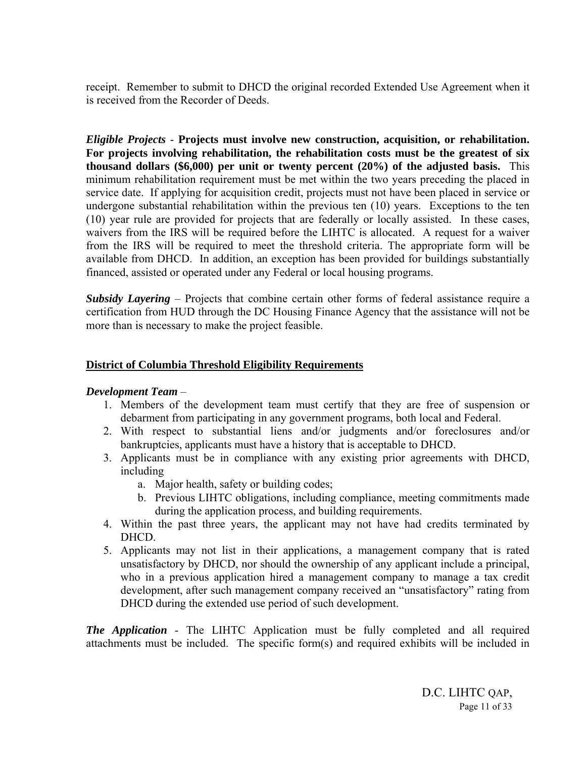receipt. Remember to submit to DHCD the original recorded Extended Use Agreement when it is received from the Recorder of Deeds.

***Eligible Projects*** - **Projects must involve new construction, acquisition, or rehabilitation. For projects involving rehabilitation, the rehabilitation costs must be the greatest of six thousand dollars ($6,000) per unit or twenty percent (20%) of the adjusted basis.** This minimum rehabilitation requirement must be met within the two years preceding the placed in service date. If applying for acquisition credit, projects must not have been placed in service or undergone substantial rehabilitation within the previous ten (10) years. Exceptions to the ten (10) year rule are provided for projects that are federally or locally assisted. In these cases, waivers from the IRS will be required before the LIHTC is allocated. A request for a waiver from the IRS will be required to meet the threshold criteria. The appropriate form will be available from DHCD. In addition, an exception has been provided for buildings substantially financed, assisted or operated under any Federal or local housing programs.

***Subsidy Layering*** – Projects that combine certain other forms of federal assistance require a certification from HUD through the DC Housing Finance Agency that the assistance will not be more than is necessary to make the project feasible.

## District of Columbia Threshold Eligibility Requirements

***Development Team*** –

1. Members of the development team must certify that they are free of suspension or debarment from participating in any government programs, both local and Federal.
2. With respect to substantial liens and/or judgments and/or foreclosures and/or bankruptcies, applicants must have a history that is acceptable to DHCD.
3. Applicants must be in compliance with any existing prior agreements with DHCD, including
   a. Major health, safety or building codes;
   b. Previous LIHTC obligations, including compliance, meeting commitments made during the application process, and building requirements.
4. Within the past three years, the applicant may not have had credits terminated by DHCD.
5. Applicants may not list in their applications, a management company that is rated unsatisfactory by DHCD, nor should the ownership of any applicant include a principal, who in a previous application hired a management company to manage a tax credit development, after such management company received an "unsatisfactory" rating from DHCD during the extended use period of such development.

***The Application*** - The LIHTC Application must be fully completed and all required attachments must be included. The specific form(s) and required exhibits will be included in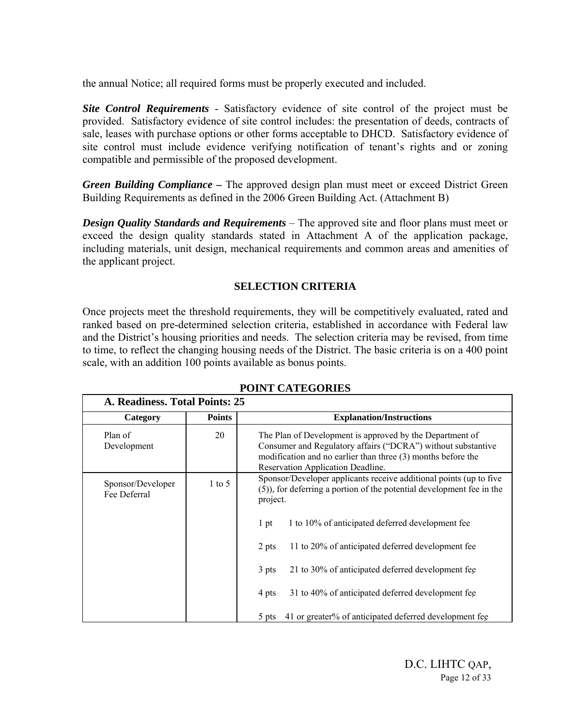the annual Notice; all required forms must be properly executed and included.

***Site Control Requirements*** - Satisfactory evidence of site control of the project must be provided. Satisfactory evidence of site control includes: the presentation of deeds, contracts of sale, leases with purchase options or other forms acceptable to DHCD. Satisfactory evidence of site control must include evidence verifying notification of tenant's rights and or zoning compatible and permissible of the proposed development.

***Green Building Compliance –*** The approved design plan must meet or exceed District Green Building Requirements as defined in the 2006 Green Building Act. (Attachment B)

***Design Quality Standards and Requirements*** – The approved site and floor plans must meet or exceed the design quality standards stated in Attachment A of the application package, including materials, unit design, mechanical requirements and common areas and amenities of the applicant project.

## SELECTION CRITERIA

Once projects meet the threshold requirements, they will be competitively evaluated, rated and ranked based on pre-determined selection criteria, established in accordance with Federal law and the District's housing priorities and needs. The selection criteria may be revised, from time to time, to reflect the changing housing needs of the District. The basic criteria is on a 400 point scale, with an addition 100 points available as bonus points.

### POINT CATEGORIES

| **A. Readiness. Total Points: 25** | | |
|---|---|---|
| **Category** | **Points** | **Explanation/Instructions** |
| Plan of Development | 20 | The Plan of Development is approved by the Department of Consumer and Regulatory affairs ("DCRA") without substantive modification and no earlier than three (3) months before the Reservation Application Deadline. |
| Sponsor/Developer Fee Deferral | 1 to 5 | Sponsor/Developer applicants receive additional points (up to five (5)), for deferring a portion of the potential development fee in the project.<br><br>1 pt 1 to 10% of anticipated deferred development fee<br><br>2 pts 11 to 20% of anticipated deferred development fee<br><br>3 pts 21 to 30% of anticipated deferred development fee<br><br>4 pts 31 to 40% of anticipated deferred development fee<br><br>5 pts 41 or greater% of anticipated deferred development fee |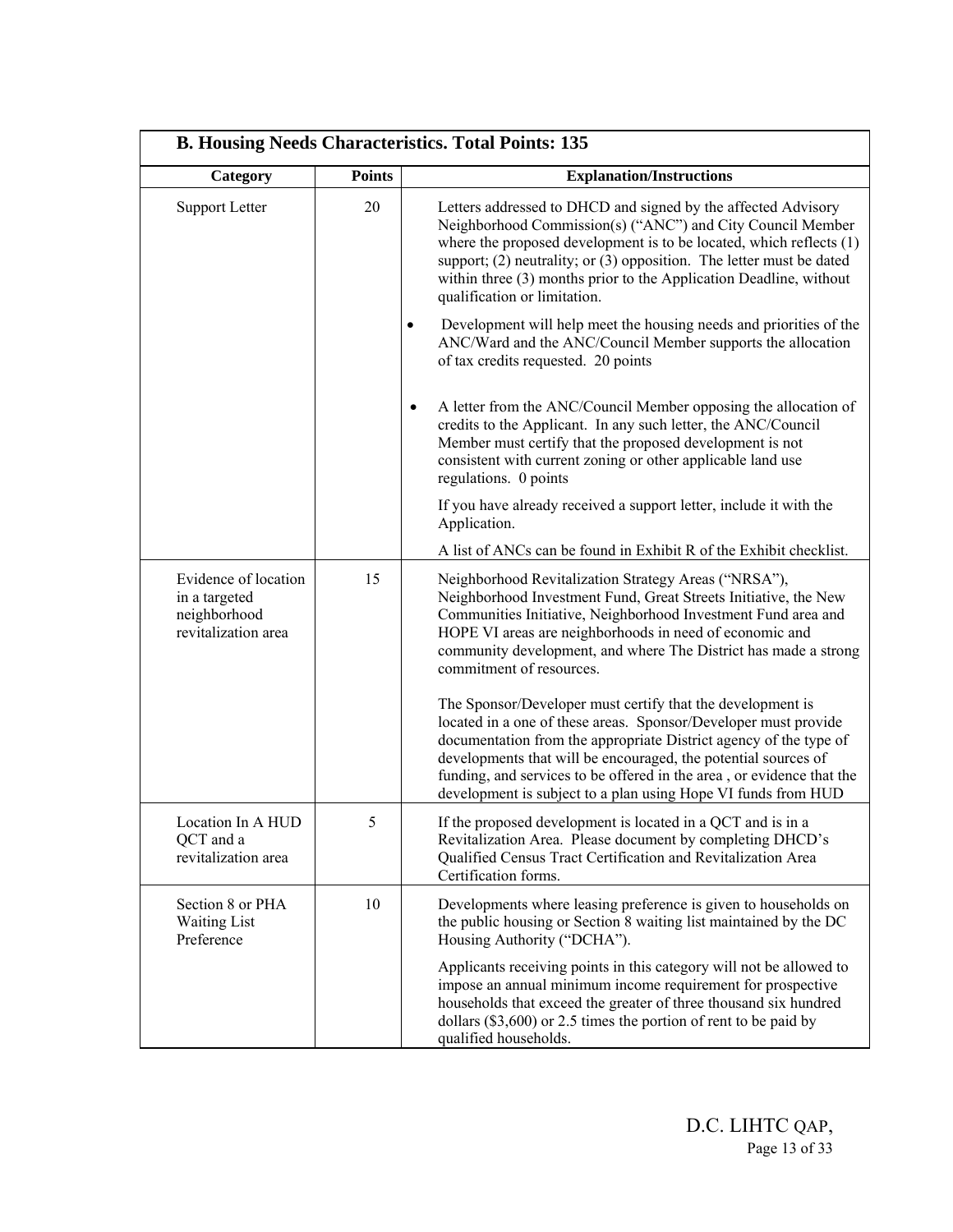| **B. Housing Needs Characteristics. Total Points: 135** | | |
|---|---|---|
| **Category** | **Points** | **Explanation/Instructions** |
| Support Letter | 20 | Letters addressed to DHCD and signed by the affected Advisory Neighborhood Commission(s) ("ANC") and City Council Member where the proposed development is to be located, which reflects (1) support; (2) neutrality; or (3) opposition. The letter must be dated within three (3) months prior to the Application Deadline, without qualification or limitation.<br><br>• Development will help meet the housing needs and priorities of the ANC/Ward and the ANC/Council Member supports the allocation of tax credits requested. 20 points<br><br>• A letter from the ANC/Council Member opposing the allocation of credits to the Applicant. In any such letter, the ANC/Council Member must certify that the proposed development is not consistent with current zoning or other applicable land use regulations. 0 points<br><br>If you have already received a support letter, include it with the Application.<br><br>A list of ANCs can be found in Exhibit R of the Exhibit checklist. |
| Evidence of location in a targeted neighborhood revitalization area | 15 | Neighborhood Revitalization Strategy Areas ("NRSA"), Neighborhood Investment Fund, Great Streets Initiative, the New Communities Initiative, Neighborhood Investment Fund area and HOPE VI areas are neighborhoods in need of economic and community development, and where The District has made a strong commitment of resources.<br><br>The Sponsor/Developer must certify that the development is located in a one of these areas. Sponsor/Developer must provide documentation from the appropriate District agency of the type of developments that will be encouraged, the potential sources of funding, and services to be offered in the area , or evidence that the development is subject to a plan using Hope VI funds from HUD |
| Location In A HUD QCT and a revitalization area | 5 | If the proposed development is located in a QCT and is in a Revitalization Area. Please document by completing DHCD's Qualified Census Tract Certification and Revitalization Area Certification forms. |
| Section 8 or PHA Waiting List Preference | 10 | Developments where leasing preference is given to households on the public housing or Section 8 waiting list maintained by the DC Housing Authority ("DCHA").<br><br>Applicants receiving points in this category will not be allowed to impose an annual minimum income requirement for prospective households that exceed the greater of three thousand six hundred dollars ($3,600) or 2.5 times the portion of rent to be paid by qualified households. |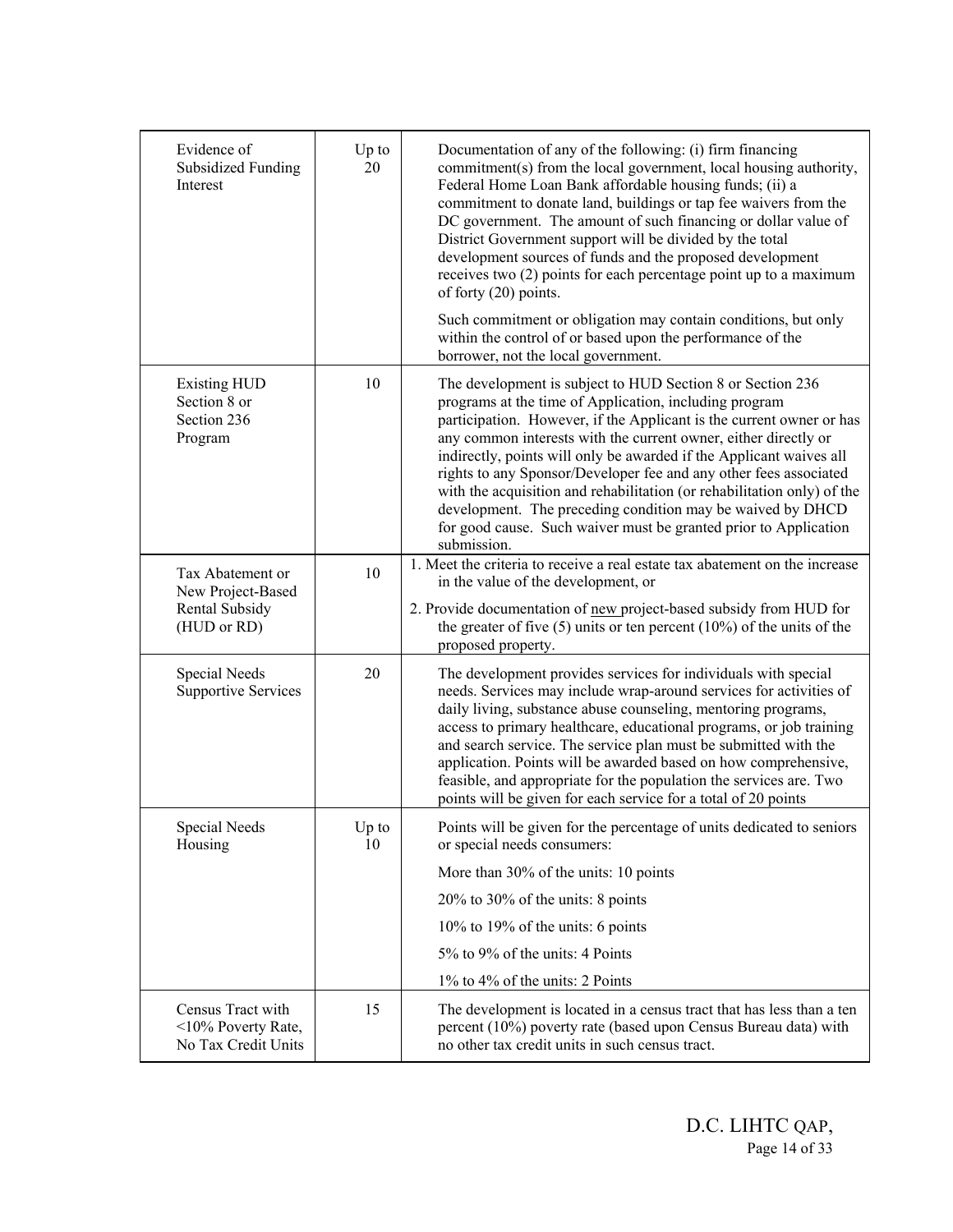| | | |
|---|---|---|
| Evidence of Subsidized Funding Interest | Up to 20 | Documentation of any of the following: (i) firm financing commitment(s) from the local government, local housing authority, Federal Home Loan Bank affordable housing funds; (ii) a commitment to donate land, buildings or tap fee waivers from the DC government. The amount of such financing or dollar value of District Government support will be divided by the total development sources of funds and the proposed development receives two (2) points for each percentage point up to a maximum of forty (20) points.<br><br>Such commitment or obligation may contain conditions, but only within the control of or based upon the performance of the borrower, not the local government. |
| Existing HUD Section 8 or Section 236 Program | 10 | The development is subject to HUD Section 8 or Section 236 programs at the time of Application, including program participation. However, if the Applicant is the current owner or has any common interests with the current owner, either directly or indirectly, points will only be awarded if the Applicant waives all rights to any Sponsor/Developer fee and any other fees associated with the acquisition and rehabilitation (or rehabilitation only) of the development. The preceding condition may be waived by DHCD for good cause. Such waiver must be granted prior to Application submission. |
| Tax Abatement or New Project-Based Rental Subsidy (HUD or RD) | 10 | 1. Meet the criteria to receive a real estate tax abatement on the increase in the value of the development, or<br><br>2. Provide documentation of new project-based subsidy from HUD for the greater of five (5) units or ten percent (10%) of the units of the proposed property. |
| Special Needs Supportive Services | 20 | The development provides services for individuals with special needs. Services may include wrap-around services for activities of daily living, substance abuse counseling, mentoring programs, access to primary healthcare, educational programs, or job training and search service. The service plan must be submitted with the application. Points will be awarded based on how comprehensive, feasible, and appropriate for the population the services are. Two points will be given for each service for a total of 20 points |
| Special Needs Housing | Up to 10 | Points will be given for the percentage of units dedicated to seniors or special needs consumers:<br><br>More than 30% of the units: 10 points<br><br>20% to 30% of the units: 8 points<br><br>10% to 19% of the units: 6 points<br><br>5% to 9% of the units: 4 Points<br><br>1% to 4% of the units: 2 Points |
| Census Tract with <10% Poverty Rate, No Tax Credit Units | 15 | The development is located in a census tract that has less than a ten percent (10%) poverty rate (based upon Census Bureau data) with no other tax credit units in such census tract. |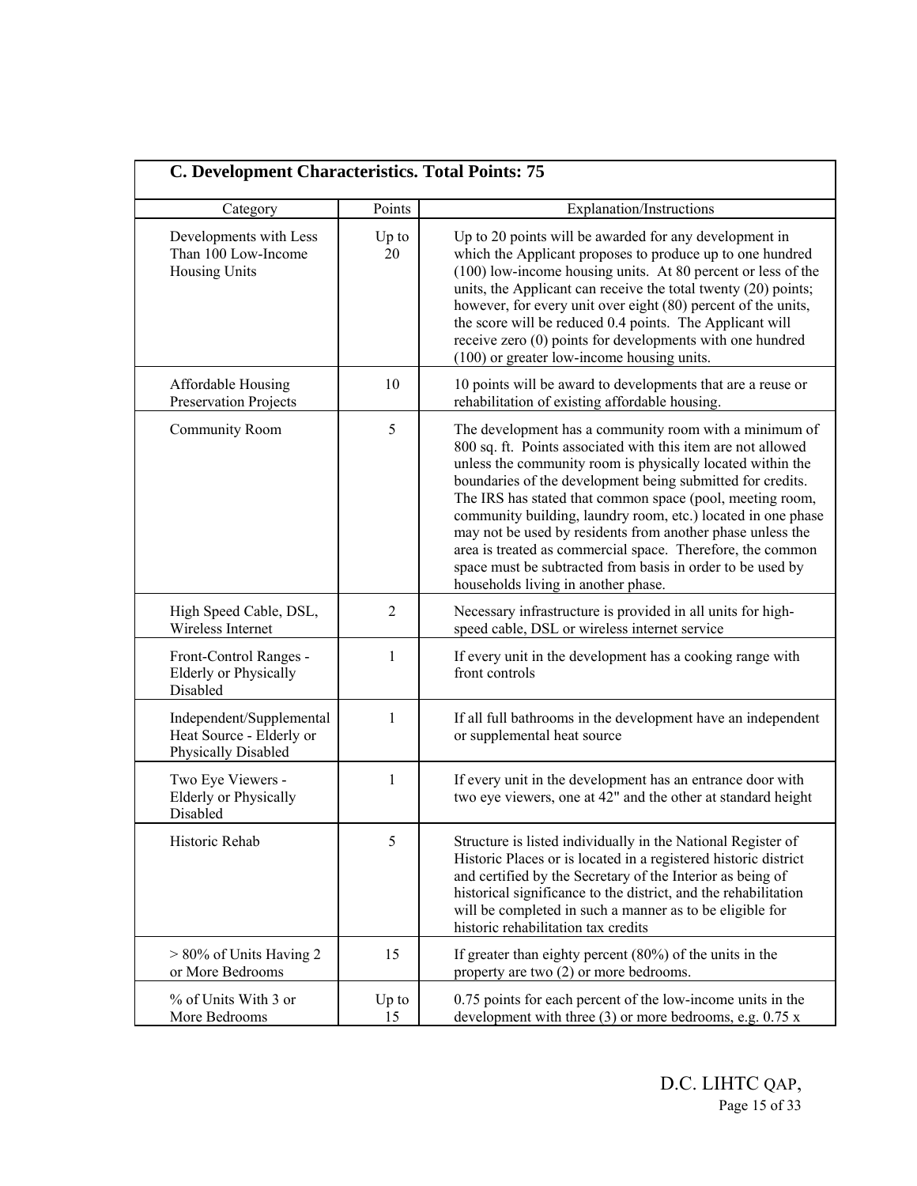## C. Development Characteristics. Total Points: 75

| Category | Points | Explanation/Instructions |
|---|---|---|
| Developments with Less Than 100 Low-Income Housing Units | Up to 20 | Up to 20 points will be awarded for any development in which the Applicant proposes to produce up to one hundred (100) low-income housing units. At 80 percent or less of the units, the Applicant can receive the total twenty (20) points; however, for every unit over eight (80) percent of the units, the score will be reduced 0.4 points. The Applicant will receive zero (0) points for developments with one hundred (100) or greater low-income housing units. |
| Affordable Housing Preservation Projects | 10 | 10 points will be award to developments that are a reuse or rehabilitation of existing affordable housing. |
| Community Room | 5 | The development has a community room with a minimum of 800 sq. ft. Points associated with this item are not allowed unless the community room is physically located within the boundaries of the development being submitted for credits. The IRS has stated that common space (pool, meeting room, community building, laundry room, etc.) located in one phase may not be used by residents from another phase unless the area is treated as commercial space. Therefore, the common space must be subtracted from basis in order to be used by households living in another phase. |
| High Speed Cable, DSL, Wireless Internet | 2 | Necessary infrastructure is provided in all units for high-speed cable, DSL or wireless internet service |
| Front-Control Ranges - Elderly or Physically Disabled | 1 | If every unit in the development has a cooking range with front controls |
| Independent/Supplemental Heat Source - Elderly or Physically Disabled | 1 | If all full bathrooms in the development have an independent or supplemental heat source |
| Two Eye Viewers - Elderly or Physically Disabled | 1 | If every unit in the development has an entrance door with two eye viewers, one at 42" and the other at standard height |
| Historic Rehab | 5 | Structure is listed individually in the National Register of Historic Places or is located in a registered historic district and certified by the Secretary of the Interior as being of historical significance to the district, and the rehabilitation will be completed in such a manner as to be eligible for historic rehabilitation tax credits |
| > 80% of Units Having 2 or More Bedrooms | 15 | If greater than eighty percent (80%) of the units in the property are two (2) or more bedrooms. |
| % of Units With 3 or More Bedrooms | Up to 15 | 0.75 points for each percent of the low-income units in the development with three (3) or more bedrooms, e.g. 0.75 x |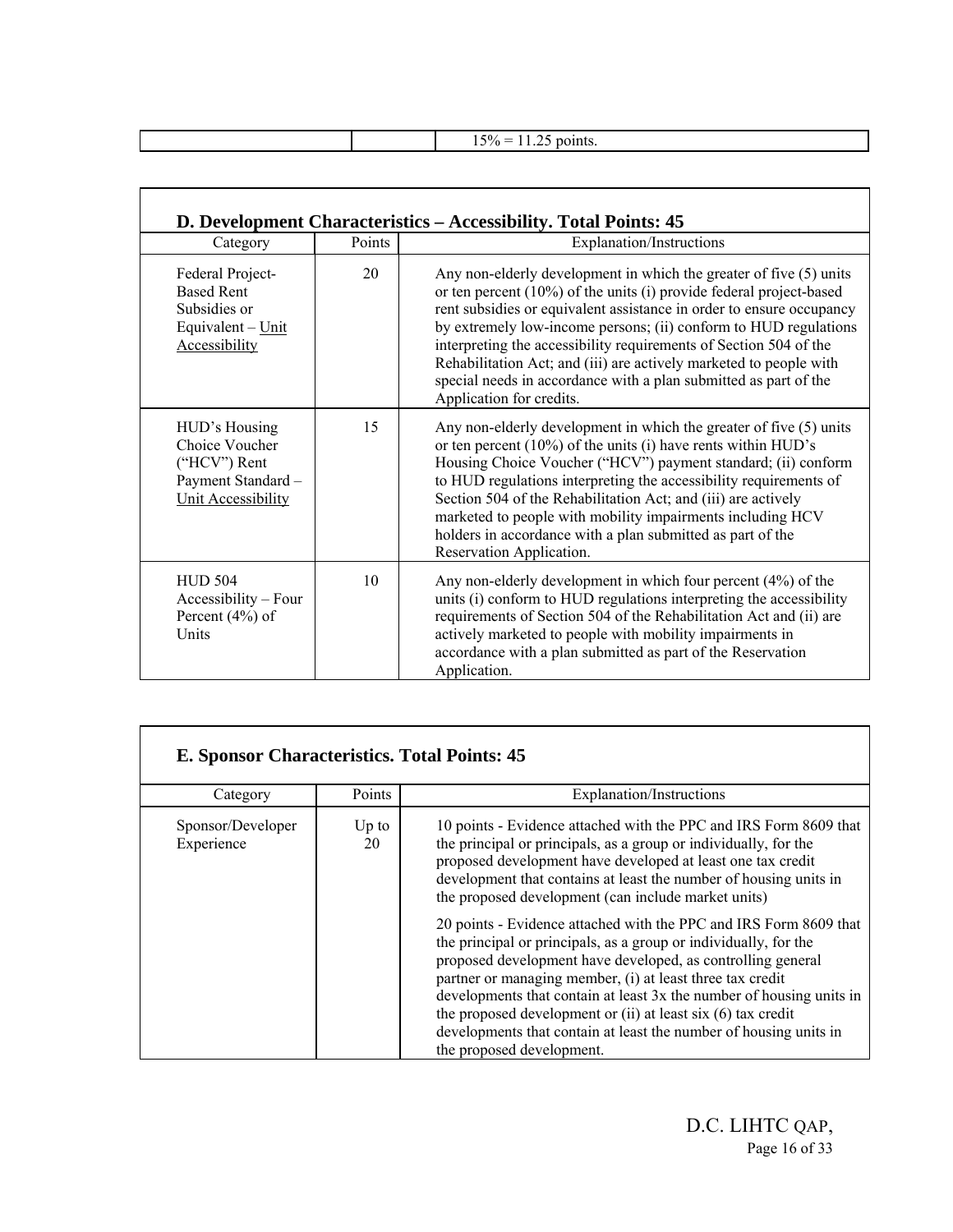| | | 15% = 11.25 points. |
|---|---|---|

**D. Development Characteristics – Accessibility. Total Points: 45**

| Category | Points | Explanation/Instructions |
|---|---|---|
| Federal Project-Based Rent Subsidies or Equivalent – Unit Accessibility | 20 | Any non-elderly development in which the greater of five (5) units or ten percent (10%) of the units (i) provide federal project-based rent subsidies or equivalent assistance in order to ensure occupancy by extremely low-income persons; (ii) conform to HUD regulations interpreting the accessibility requirements of Section 504 of the Rehabilitation Act; and (iii) are actively marketed to people with special needs in accordance with a plan submitted as part of the Application for credits. |
| HUD's Housing Choice Voucher ("HCV") Rent Payment Standard – Unit Accessibility | 15 | Any non-elderly development in which the greater of five (5) units or ten percent (10%) of the units (i) have rents within HUD's Housing Choice Voucher ("HCV") payment standard; (ii) conform to HUD regulations interpreting the accessibility requirements of Section 504 of the Rehabilitation Act; and (iii) are actively marketed to people with mobility impairments including HCV holders in accordance with a plan submitted as part of the Reservation Application. |
| HUD 504 Accessibility – Four Percent (4%) of Units | 10 | Any non-elderly development in which four percent (4%) of the units (i) conform to HUD regulations interpreting the accessibility requirements of Section 504 of the Rehabilitation Act and (ii) are actively marketed to people with mobility impairments in accordance with a plan submitted as part of the Reservation Application. |

**E. Sponsor Characteristics. Total Points: 45**

| Category | Points | Explanation/Instructions |
|---|---|---|
| Sponsor/Developer Experience | Up to 20 | 10 points - Evidence attached with the PPC and IRS Form 8609 that the principal or principals, as a group or individually, for the proposed development have developed at least one tax credit development that contains at least the number of housing units in the proposed development (can include market units)<br><br>20 points - Evidence attached with the PPC and IRS Form 8609 that the principal or principals, as a group or individually, for the proposed development have developed, as controlling general partner or managing member, (i) at least three tax credit developments that contain at least 3x the number of housing units in the proposed development or (ii) at least six (6) tax credit developments that contain at least the number of housing units in the proposed development. |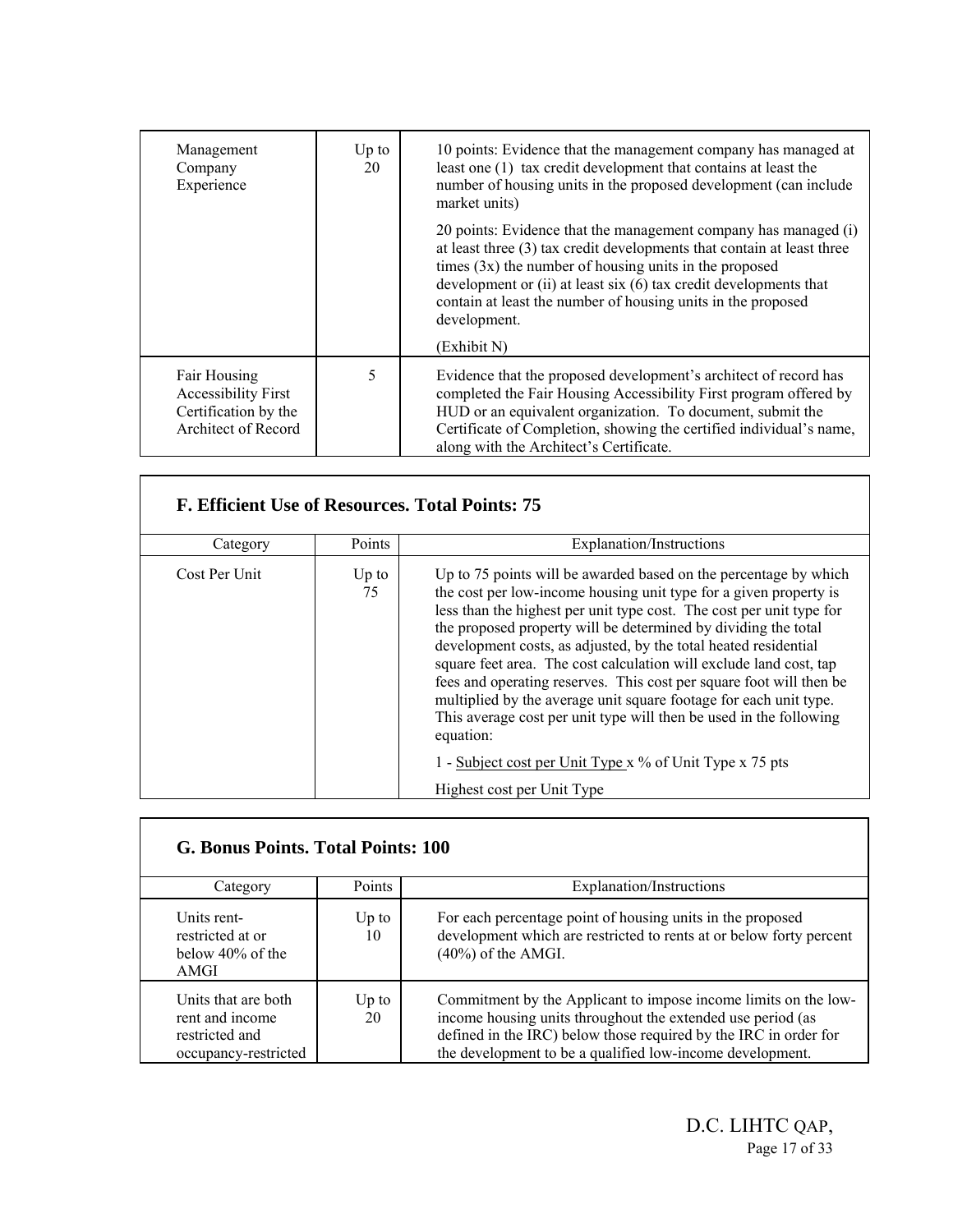| | | |
|---|---|---|
| Management Company Experience | Up to 20 | 10 points: Evidence that the management company has managed at least one (1) tax credit development that contains at least the number of housing units in the proposed development (can include market units)<br><br>20 points: Evidence that the management company has managed (i) at least three (3) tax credit developments that contain at least three times (3x) the number of housing units in the proposed development or (ii) at least six (6) tax credit developments that contain at least the number of housing units in the proposed development.<br><br>(Exhibit N) |
| Fair Housing Accessibility First Certification by the Architect of Record | 5 | Evidence that the proposed development's architect of record has completed the Fair Housing Accessibility First program offered by HUD or an equivalent organization. To document, submit the Certificate of Completion, showing the certified individual's name, along with the Architect's Certificate. |

## F. Efficient Use of Resources. Total Points: 75

| Category | Points | Explanation/Instructions |
|---|---|---|
| Cost Per Unit | Up to 75 | Up to 75 points will be awarded based on the percentage by which the cost per low-income housing unit type for a given property is less than the highest per unit type cost. The cost per unit type for the proposed property will be determined by dividing the total development costs, as adjusted, by the total heated residential square feet area. The cost calculation will exclude land cost, tap fees and operating reserves. This cost per square foot will then be multiplied by the average unit square footage for each unit type. This average cost per unit type will then be used in the following equation:<br><br>$1 - \frac{\text{Subject cost per Unit Type}}{\text{Highest cost per Unit Type}} \times \text{\% of Unit Type} \times 75 \text{ pts}$ |

## G. Bonus Points. Total Points: 100

| Category | Points | Explanation/Instructions |
|---|---|---|
| Units rent-restricted at or below 40% of the AMGI | Up to 10 | For each percentage point of housing units in the proposed development which are restricted to rents at or below forty percent (40%) of the AMGI. |
| Units that are both rent and income restricted and occupancy-restricted | Up to 20 | Commitment by the Applicant to impose income limits on the low-income housing units throughout the extended use period (as defined in the IRC) below those required by the IRC in order for the development to be a qualified low-income development. |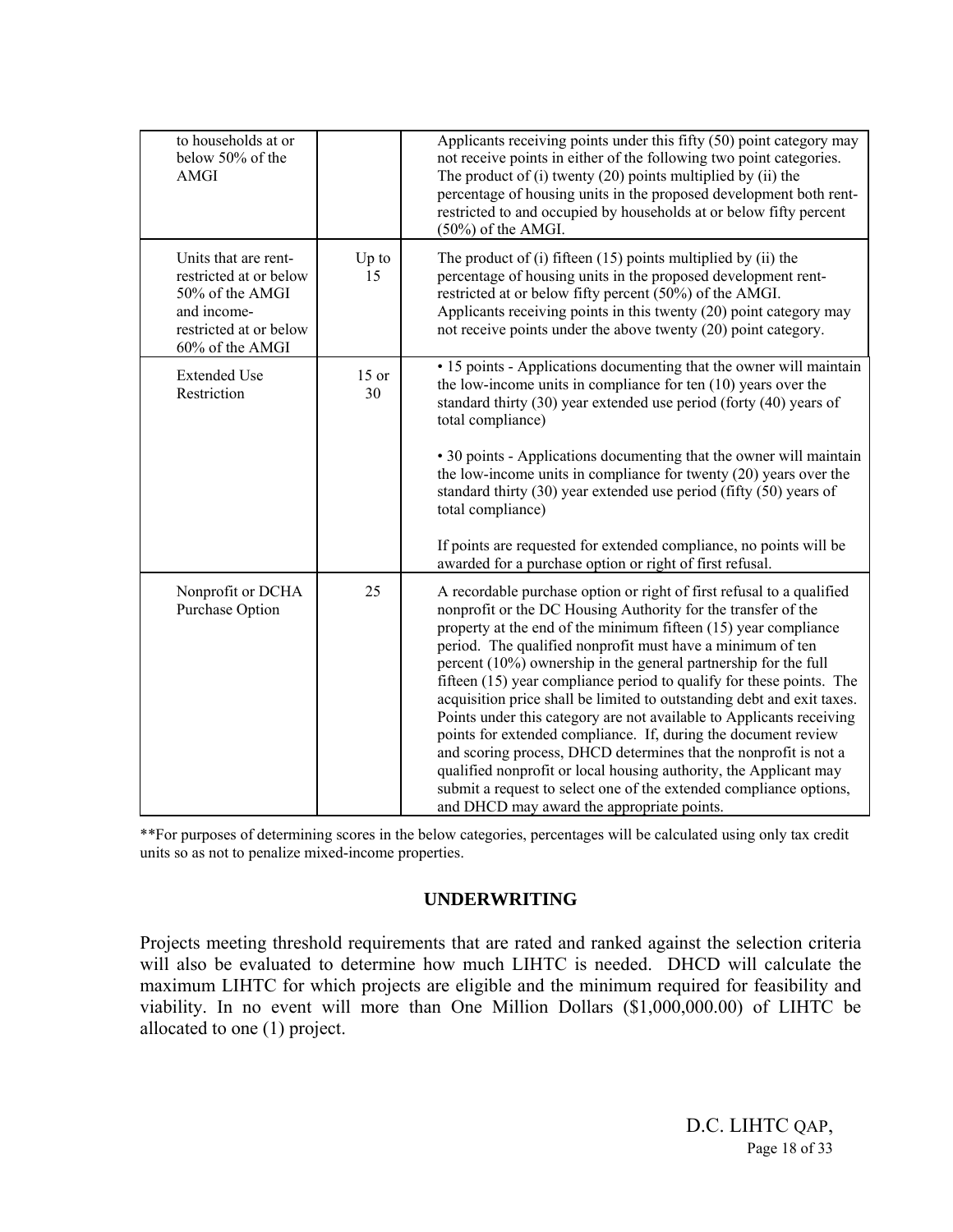| | | |
|---|---|---|
| to households at or below 50% of the AMGI | | Applicants receiving points under this fifty (50) point category may not receive points in either of the following two point categories. The product of (i) twenty (20) points multiplied by (ii) the percentage of housing units in the proposed development both rent-restricted to and occupied by households at or below fifty percent (50%) of the AMGI. |
| Units that are rent-restricted at or below 50% of the AMGI and income-restricted at or below 60% of the AMGI | Up to 15 | The product of (i) fifteen (15) points multiplied by (ii) the percentage of housing units in the proposed development rent-restricted at or below fifty percent (50%) of the AMGI. Applicants receiving points in this twenty (20) point category may not receive points under the above twenty (20) point category. |
| Extended Use Restriction | 15 or 30 | • 15 points - Applications documenting that the owner will maintain the low-income units in compliance for ten (10) years over the standard thirty (30) year extended use period (forty (40) years of total compliance)<br><br>• 30 points - Applications documenting that the owner will maintain the low-income units in compliance for twenty (20) years over the standard thirty (30) year extended use period (fifty (50) years of total compliance)<br><br>If points are requested for extended compliance, no points will be awarded for a purchase option or right of first refusal. |
| Nonprofit or DCHA Purchase Option | 25 | A recordable purchase option or right of first refusal to a qualified nonprofit or the DC Housing Authority for the transfer of the property at the end of the minimum fifteen (15) year compliance period. The qualified nonprofit must have a minimum of ten percent (10%) ownership in the general partnership for the full fifteen (15) year compliance period to qualify for these points. The acquisition price shall be limited to outstanding debt and exit taxes. Points under this category are not available to Applicants receiving points for extended compliance. If, during the document review and scoring process, DHCD determines that the nonprofit is not a qualified nonprofit or local housing authority, the Applicant may submit a request to select one of the extended compliance options, and DHCD may award the appropriate points. |

**For purposes of determining scores in the below categories, percentages will be calculated using only tax credit units so as not to penalize mixed-income properties.

## UNDERWRITING

Projects meeting threshold requirements that are rated and ranked against the selection criteria will also be evaluated to determine how much LIHTC is needed. DHCD will calculate the maximum LIHTC for which projects are eligible and the minimum required for feasibility and viability. In no event will more than One Million Dollars ($1,000,000.00) of LIHTC be allocated to one (1) project.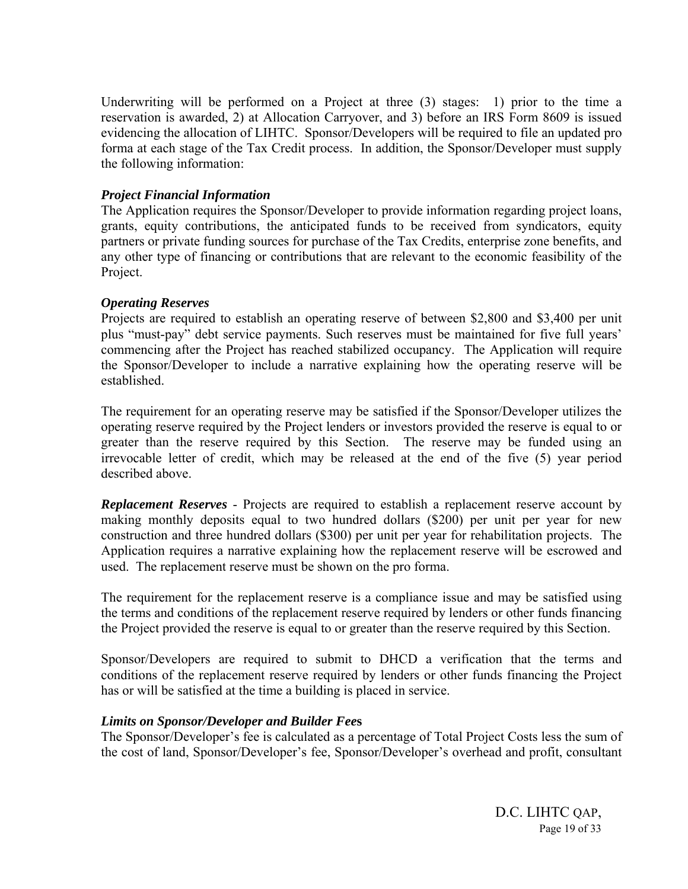Underwriting will be performed on a Project at three (3) stages: 1) prior to the time a reservation is awarded, 2) at Allocation Carryover, and 3) before an IRS Form 8609 is issued evidencing the allocation of LIHTC. Sponsor/Developers will be required to file an updated pro forma at each stage of the Tax Credit process. In addition, the Sponsor/Developer must supply the following information:

***Project Financial Information***
The Application requires the Sponsor/Developer to provide information regarding project loans, grants, equity contributions, the anticipated funds to be received from syndicators, equity partners or private funding sources for purchase of the Tax Credits, enterprise zone benefits, and any other type of financing or contributions that are relevant to the economic feasibility of the Project.

***Operating Reserves***
Projects are required to establish an operating reserve of between $2,800 and $3,400 per unit plus "must-pay" debt service payments. Such reserves must be maintained for five full years' commencing after the Project has reached stabilized occupancy. The Application will require the Sponsor/Developer to include a narrative explaining how the operating reserve will be established.

The requirement for an operating reserve may be satisfied if the Sponsor/Developer utilizes the operating reserve required by the Project lenders or investors provided the reserve is equal to or greater than the reserve required by this Section. The reserve may be funded using an irrevocable letter of credit, which may be released at the end of the five (5) year period described above.

***Replacement Reserves*** - Projects are required to establish a replacement reserve account by making monthly deposits equal to two hundred dollars ($200) per unit per year for new construction and three hundred dollars ($300) per unit per year for rehabilitation projects. The Application requires a narrative explaining how the replacement reserve will be escrowed and used. The replacement reserve must be shown on the pro forma.

The requirement for the replacement reserve is a compliance issue and may be satisfied using the terms and conditions of the replacement reserve required by lenders or other funds financing the Project provided the reserve is equal to or greater than the reserve required by this Section.

Sponsor/Developers are required to submit to DHCD a verification that the terms and conditions of the replacement reserve required by lenders or other funds financing the Project has or will be satisfied at the time a building is placed in service.

***Limits on Sponsor/Developer and Builder Fees***
The Sponsor/Developer's fee is calculated as a percentage of Total Project Costs less the sum of the cost of land, Sponsor/Developer's fee, Sponsor/Developer's overhead and profit, consultant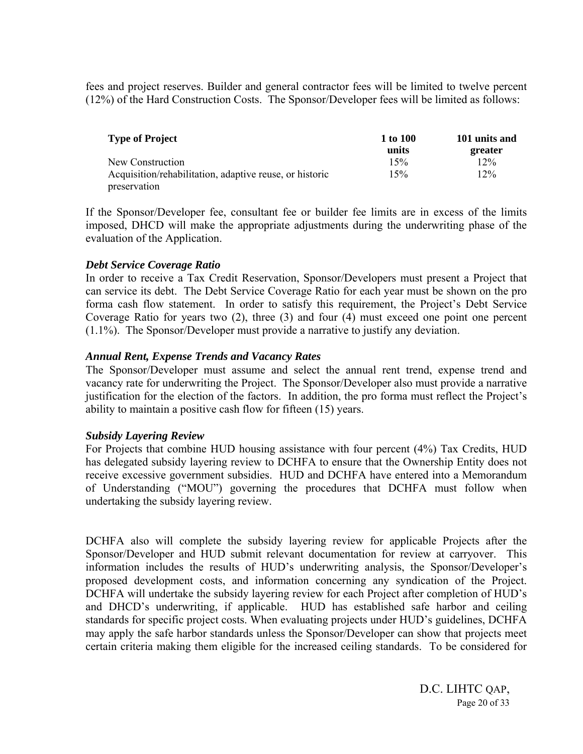fees and project reserves. Builder and general contractor fees will be limited to twelve percent (12%) of the Hard Construction Costs. The Sponsor/Developer fees will be limited as follows:

| Type of Project | 1 to 100 units | 101 units and greater |
|---|---|---|
| New Construction | 15% | 12% |
| Acquisition/rehabilitation, adaptive reuse, or historic preservation | 15% | 12% |

If the Sponsor/Developer fee, consultant fee or builder fee limits are in excess of the limits imposed, DHCD will make the appropriate adjustments during the underwriting phase of the evaluation of the Application.

***Debt Service Coverage Ratio***

In order to receive a Tax Credit Reservation, Sponsor/Developers must present a Project that can service its debt. The Debt Service Coverage Ratio for each year must be shown on the pro forma cash flow statement. In order to satisfy this requirement, the Project's Debt Service Coverage Ratio for years two (2), three (3) and four (4) must exceed one point one percent (1.1%). The Sponsor/Developer must provide a narrative to justify any deviation.

***Annual Rent, Expense Trends and Vacancy Rates***

The Sponsor/Developer must assume and select the annual rent trend, expense trend and vacancy rate for underwriting the Project. The Sponsor/Developer also must provide a narrative justification for the election of the factors. In addition, the pro forma must reflect the Project's ability to maintain a positive cash flow for fifteen (15) years.

***Subsidy Layering Review***

For Projects that combine HUD housing assistance with four percent (4%) Tax Credits, HUD has delegated subsidy layering review to DCHFA to ensure that the Ownership Entity does not receive excessive government subsidies. HUD and DCHFA have entered into a Memorandum of Understanding ("MOU") governing the procedures that DCHFA must follow when undertaking the subsidy layering review.

DCHFA also will complete the subsidy layering review for applicable Projects after the Sponsor/Developer and HUD submit relevant documentation for review at carryover. This information includes the results of HUD's underwriting analysis, the Sponsor/Developer's proposed development costs, and information concerning any syndication of the Project. DCHFA will undertake the subsidy layering review for each Project after completion of HUD's and DHCD's underwriting, if applicable. HUD has established safe harbor and ceiling standards for specific project costs. When evaluating projects under HUD's guidelines, DCHFA may apply the safe harbor standards unless the Sponsor/Developer can show that projects meet certain criteria making them eligible for the increased ceiling standards. To be considered for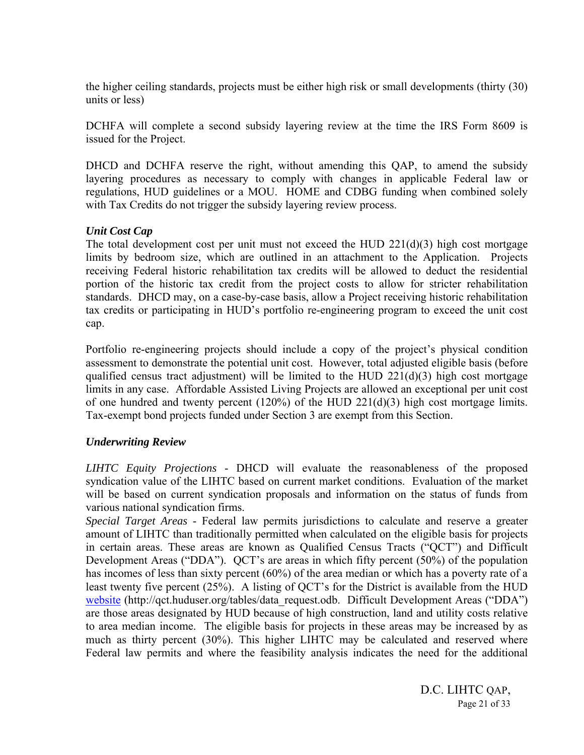the higher ceiling standards, projects must be either high risk or small developments (thirty (30) units or less)

DCHFA will complete a second subsidy layering review at the time the IRS Form 8609 is issued for the Project.

DHCD and DCHFA reserve the right, without amending this QAP, to amend the subsidy layering procedures as necessary to comply with changes in applicable Federal law or regulations, HUD guidelines or a MOU. HOME and CDBG funding when combined solely with Tax Credits do not trigger the subsidy layering review process.

***Unit Cost Cap***

The total development cost per unit must not exceed the HUD 221(d)(3) high cost mortgage limits by bedroom size, which are outlined in an attachment to the Application. Projects receiving Federal historic rehabilitation tax credits will be allowed to deduct the residential portion of the historic tax credit from the project costs to allow for stricter rehabilitation standards. DHCD may, on a case-by-case basis, allow a Project receiving historic rehabilitation tax credits or participating in HUD's portfolio re-engineering program to exceed the unit cost cap.

Portfolio re-engineering projects should include a copy of the project's physical condition assessment to demonstrate the potential unit cost. However, total adjusted eligible basis (before qualified census tract adjustment) will be limited to the HUD 221(d)(3) high cost mortgage limits in any case. Affordable Assisted Living Projects are allowed an exceptional per unit cost of one hundred and twenty percent (120%) of the HUD 221(d)(3) high cost mortgage limits. Tax-exempt bond projects funded under Section 3 are exempt from this Section.

***Underwriting Review***

*LIHTC Equity Projections* - DHCD will evaluate the reasonableness of the proposed syndication value of the LIHTC based on current market conditions. Evaluation of the market will be based on current syndication proposals and information on the status of funds from various national syndication firms.

*Special Target Areas* - Federal law permits jurisdictions to calculate and reserve a greater amount of LIHTC than traditionally permitted when calculated on the eligible basis for projects in certain areas. These areas are known as Qualified Census Tracts ("QCT") and Difficult Development Areas ("DDA"). QCT's are areas in which fifty percent (50%) of the population has incomes of less than sixty percent (60%) of the area median or which has a poverty rate of a least twenty five percent (25%). A listing of QCT's for the District is available from the HUD website (http://qct.huduser.org/tables/data_request.odb. Difficult Development Areas ("DDA") are those areas designated by HUD because of high construction, land and utility costs relative to area median income. The eligible basis for projects in these areas may be increased by as much as thirty percent (30%). This higher LIHTC may be calculated and reserved where Federal law permits and where the feasibility analysis indicates the need for the additional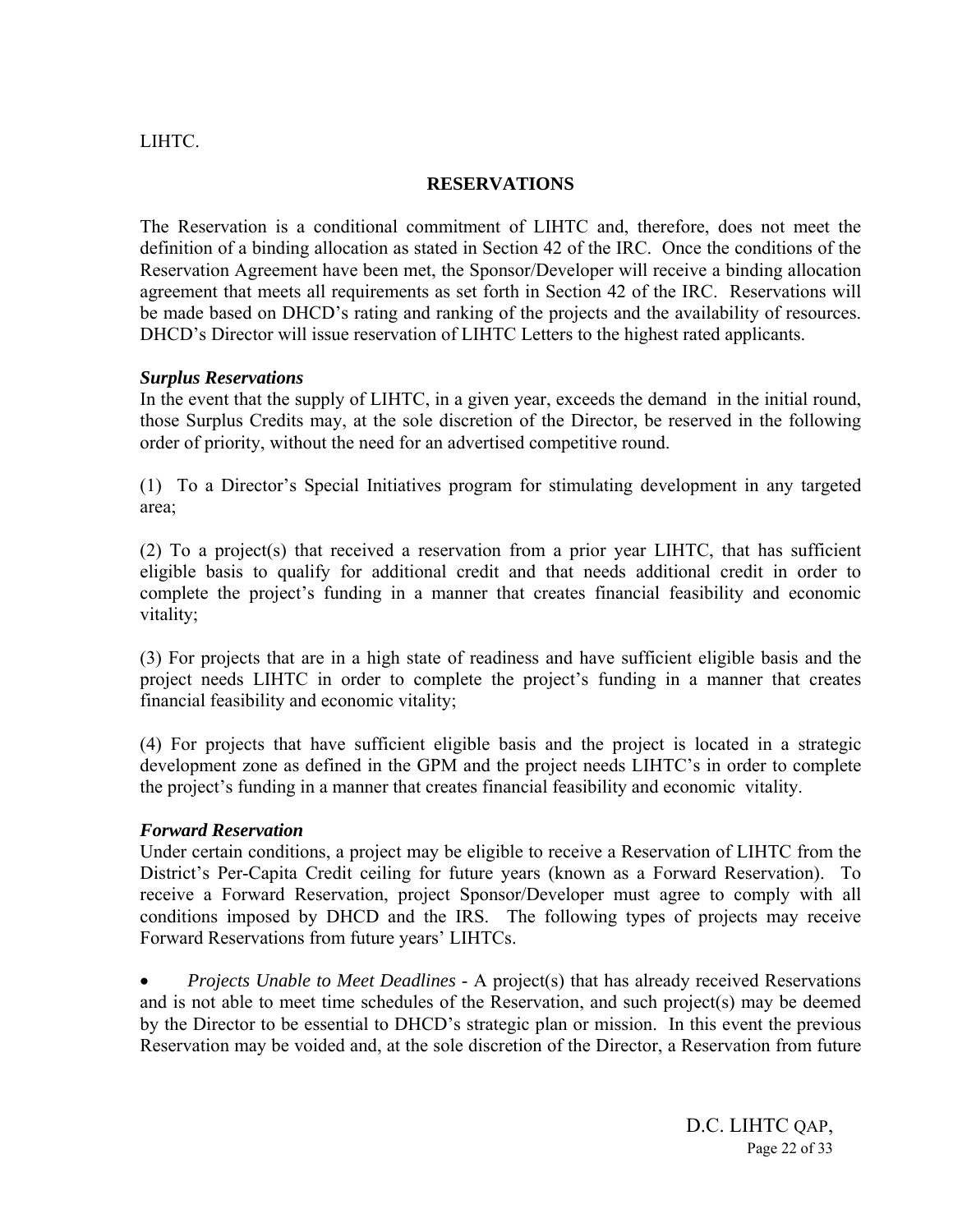LIHTC.

## RESERVATIONS

The Reservation is a conditional commitment of LIHTC and, therefore, does not meet the definition of a binding allocation as stated in Section 42 of the IRC. Once the conditions of the Reservation Agreement have been met, the Sponsor/Developer will receive a binding allocation agreement that meets all requirements as set forth in Section 42 of the IRC. Reservations will be made based on DHCD's rating and ranking of the projects and the availability of resources. DHCD's Director will issue reservation of LIHTC Letters to the highest rated applicants.

### *Surplus Reservations*

In the event that the supply of LIHTC, in a given year, exceeds the demand in the initial round, those Surplus Credits may, at the sole discretion of the Director, be reserved in the following order of priority, without the need for an advertised competitive round.

(1) To a Director's Special Initiatives program for stimulating development in any targeted area;

(2) To a project(s) that received a reservation from a prior year LIHTC, that has sufficient eligible basis to qualify for additional credit and that needs additional credit in order to complete the project's funding in a manner that creates financial feasibility and economic vitality;

(3) For projects that are in a high state of readiness and have sufficient eligible basis and the project needs LIHTC in order to complete the project's funding in a manner that creates financial feasibility and economic vitality;

(4) For projects that have sufficient eligible basis and the project is located in a strategic development zone as defined in the GPM and the project needs LIHTC's in order to complete the project's funding in a manner that creates financial feasibility and economic vitality.

### *Forward Reservation*

Under certain conditions, a project may be eligible to receive a Reservation of LIHTC from the District's Per-Capita Credit ceiling for future years (known as a Forward Reservation). To receive a Forward Reservation, project Sponsor/Developer must agree to comply with all conditions imposed by DHCD and the IRS. The following types of projects may receive Forward Reservations from future years' LIHTCs.

- *Projects Unable to Meet Deadlines* - A project(s) that has already received Reservations and is not able to meet time schedules of the Reservation, and such project(s) may be deemed by the Director to be essential to DHCD's strategic plan or mission. In this event the previous Reservation may be voided and, at the sole discretion of the Director, a Reservation from future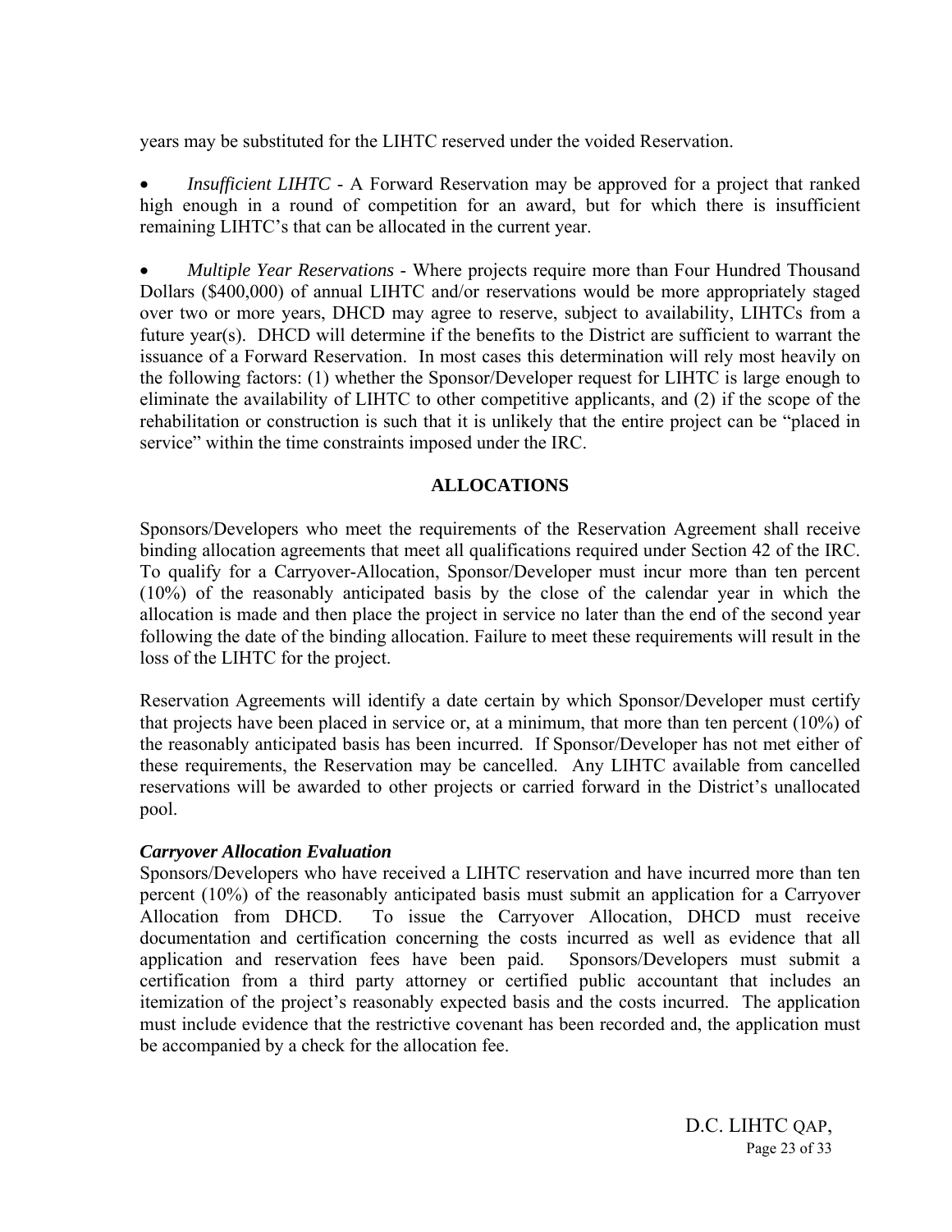years may be substituted for the LIHTC reserved under the voided Reservation.

- *Insufficient LIHTC* - A Forward Reservation may be approved for a project that ranked high enough in a round of competition for an award, but for which there is insufficient remaining LIHTC's that can be allocated in the current year.

- *Multiple Year Reservations* - Where projects require more than Four Hundred Thousand Dollars ($400,000) of annual LIHTC and/or reservations would be more appropriately staged over two or more years, DHCD may agree to reserve, subject to availability, LIHTCs from a future year(s). DHCD will determine if the benefits to the District are sufficient to warrant the issuance of a Forward Reservation. In most cases this determination will rely most heavily on the following factors: (1) whether the Sponsor/Developer request for LIHTC is large enough to eliminate the availability of LIHTC to other competitive applicants, and (2) if the scope of the rehabilitation or construction is such that it is unlikely that the entire project can be "placed in service" within the time constraints imposed under the IRC.

## ALLOCATIONS

Sponsors/Developers who meet the requirements of the Reservation Agreement shall receive binding allocation agreements that meet all qualifications required under Section 42 of the IRC. To qualify for a Carryover-Allocation, Sponsor/Developer must incur more than ten percent (10%) of the reasonably anticipated basis by the close of the calendar year in which the allocation is made and then place the project in service no later than the end of the second year following the date of the binding allocation. Failure to meet these requirements will result in the loss of the LIHTC for the project.

Reservation Agreements will identify a date certain by which Sponsor/Developer must certify that projects have been placed in service or, at a minimum, that more than ten percent (10%) of the reasonably anticipated basis has been incurred. If Sponsor/Developer has not met either of these requirements, the Reservation may be cancelled. Any LIHTC available from cancelled reservations will be awarded to other projects or carried forward in the District's unallocated pool.

***Carryover Allocation Evaluation***

Sponsors/Developers who have received a LIHTC reservation and have incurred more than ten percent (10%) of the reasonably anticipated basis must submit an application for a Carryover Allocation from DHCD. To issue the Carryover Allocation, DHCD must receive documentation and certification concerning the costs incurred as well as evidence that all application and reservation fees have been paid. Sponsors/Developers must submit a certification from a third party attorney or certified public accountant that includes an itemization of the project's reasonably expected basis and the costs incurred. The application must include evidence that the restrictive covenant has been recorded and, the application must be accompanied by a check for the allocation fee.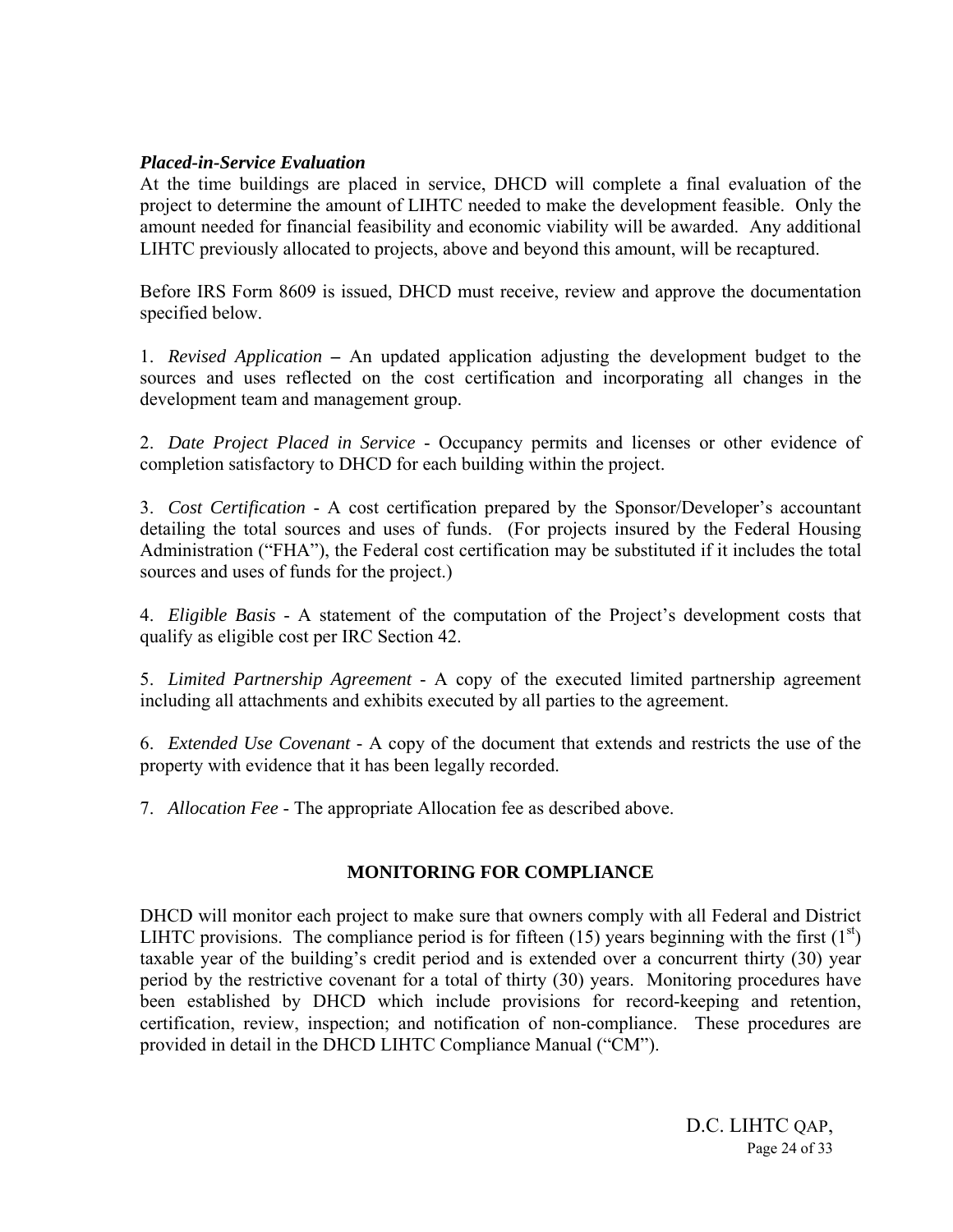***Placed-in-Service Evaluation***

At the time buildings are placed in service, DHCD will complete a final evaluation of the project to determine the amount of LIHTC needed to make the development feasible. Only the amount needed for financial feasibility and economic viability will be awarded. Any additional LIHTC previously allocated to projects, above and beyond this amount, will be recaptured.

Before IRS Form 8609 is issued, DHCD must receive, review and approve the documentation specified below.

1. *Revised Application* **–** An updated application adjusting the development budget to the sources and uses reflected on the cost certification and incorporating all changes in the development team and management group.

2. *Date Project Placed in Service* - Occupancy permits and licenses or other evidence of completion satisfactory to DHCD for each building within the project.

3. *Cost Certification* - A cost certification prepared by the Sponsor/Developer's accountant detailing the total sources and uses of funds. (For projects insured by the Federal Housing Administration ("FHA"), the Federal cost certification may be substituted if it includes the total sources and uses of funds for the project.)

4. *Eligible Basis* - A statement of the computation of the Project's development costs that qualify as eligible cost per IRC Section 42.

5. *Limited Partnership Agreement* - A copy of the executed limited partnership agreement including all attachments and exhibits executed by all parties to the agreement.

6. *Extended Use Covenant* - A copy of the document that extends and restricts the use of the property with evidence that it has been legally recorded.

7. *Allocation Fee* - The appropriate Allocation fee as described above.

## MONITORING FOR COMPLIANCE

DHCD will monitor each project to make sure that owners comply with all Federal and District LIHTC provisions. The compliance period is for fifteen (15) years beginning with the first (1st) taxable year of the building's credit period and is extended over a concurrent thirty (30) year period by the restrictive covenant for a total of thirty (30) years. Monitoring procedures have been established by DHCD which include provisions for record-keeping and retention, certification, review, inspection; and notification of non-compliance. These procedures are provided in detail in the DHCD LIHTC Compliance Manual ("CM").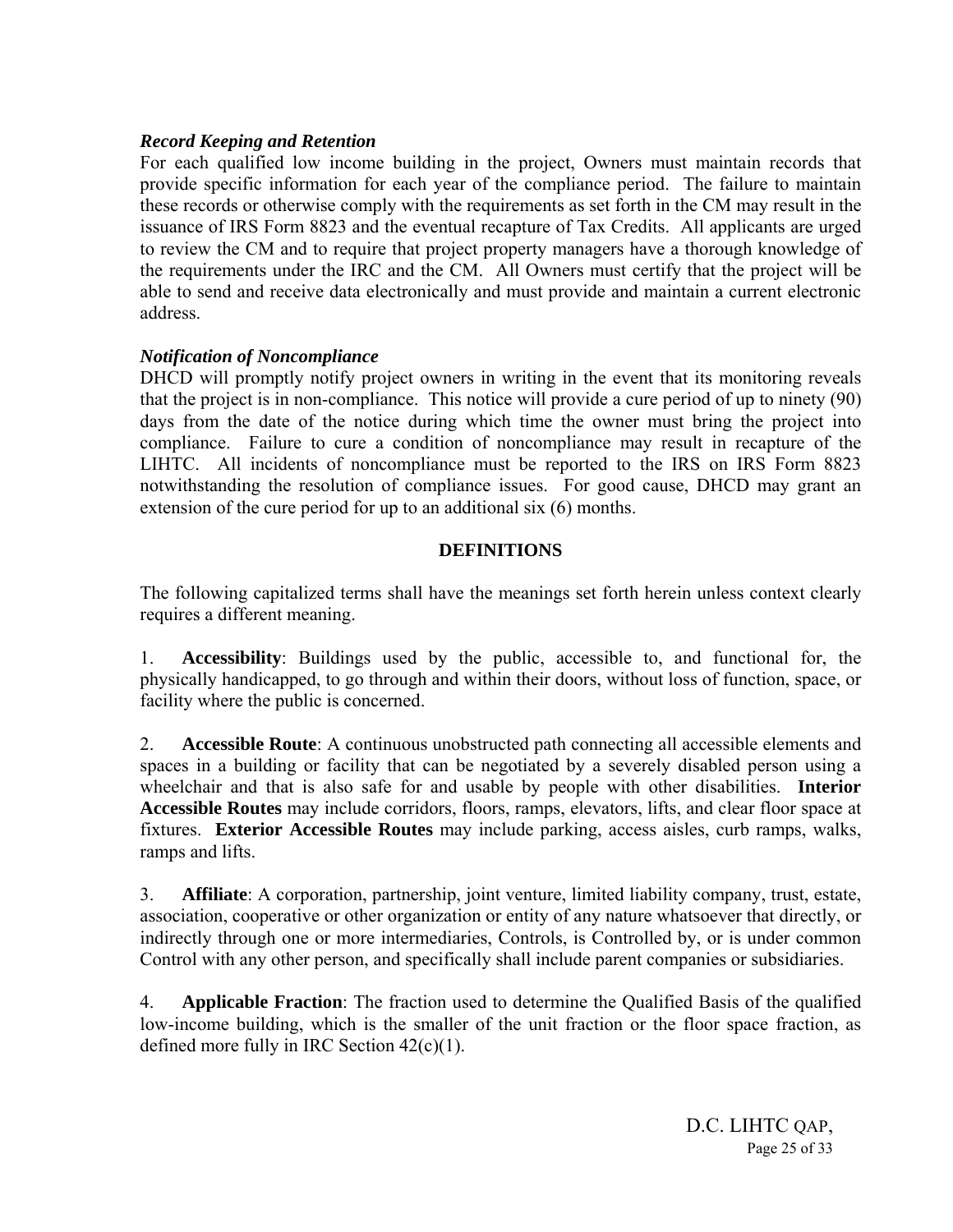***Record Keeping and Retention***

For each qualified low income building in the project, Owners must maintain records that provide specific information for each year of the compliance period. The failure to maintain these records or otherwise comply with the requirements as set forth in the CM may result in the issuance of IRS Form 8823 and the eventual recapture of Tax Credits. All applicants are urged to review the CM and to require that project property managers have a thorough knowledge of the requirements under the IRC and the CM. All Owners must certify that the project will be able to send and receive data electronically and must provide and maintain a current electronic address.

***Notification of Noncompliance***

DHCD will promptly notify project owners in writing in the event that its monitoring reveals that the project is in non-compliance. This notice will provide a cure period of up to ninety (90) days from the date of the notice during which time the owner must bring the project into compliance. Failure to cure a condition of noncompliance may result in recapture of the LIHTC. All incidents of noncompliance must be reported to the IRS on IRS Form 8823 notwithstanding the resolution of compliance issues. For good cause, DHCD may grant an extension of the cure period for up to an additional six (6) months.

## DEFINITIONS

The following capitalized terms shall have the meanings set forth herein unless context clearly requires a different meaning.

1. **Accessibility**: Buildings used by the public, accessible to, and functional for, the physically handicapped, to go through and within their doors, without loss of function, space, or facility where the public is concerned.

2. **Accessible Route**: A continuous unobstructed path connecting all accessible elements and spaces in a building or facility that can be negotiated by a severely disabled person using a wheelchair and that is also safe for and usable by people with other disabilities. **Interior Accessible Routes** may include corridors, floors, ramps, elevators, lifts, and clear floor space at fixtures. **Exterior Accessible Routes** may include parking, access aisles, curb ramps, walks, ramps and lifts.

3. **Affiliate**: A corporation, partnership, joint venture, limited liability company, trust, estate, association, cooperative or other organization or entity of any nature whatsoever that directly, or indirectly through one or more intermediaries, Controls, is Controlled by, or is under common Control with any other person, and specifically shall include parent companies or subsidiaries.

4. **Applicable Fraction**: The fraction used to determine the Qualified Basis of the qualified low-income building, which is the smaller of the unit fraction or the floor space fraction, as defined more fully in IRC Section 42(c)(1).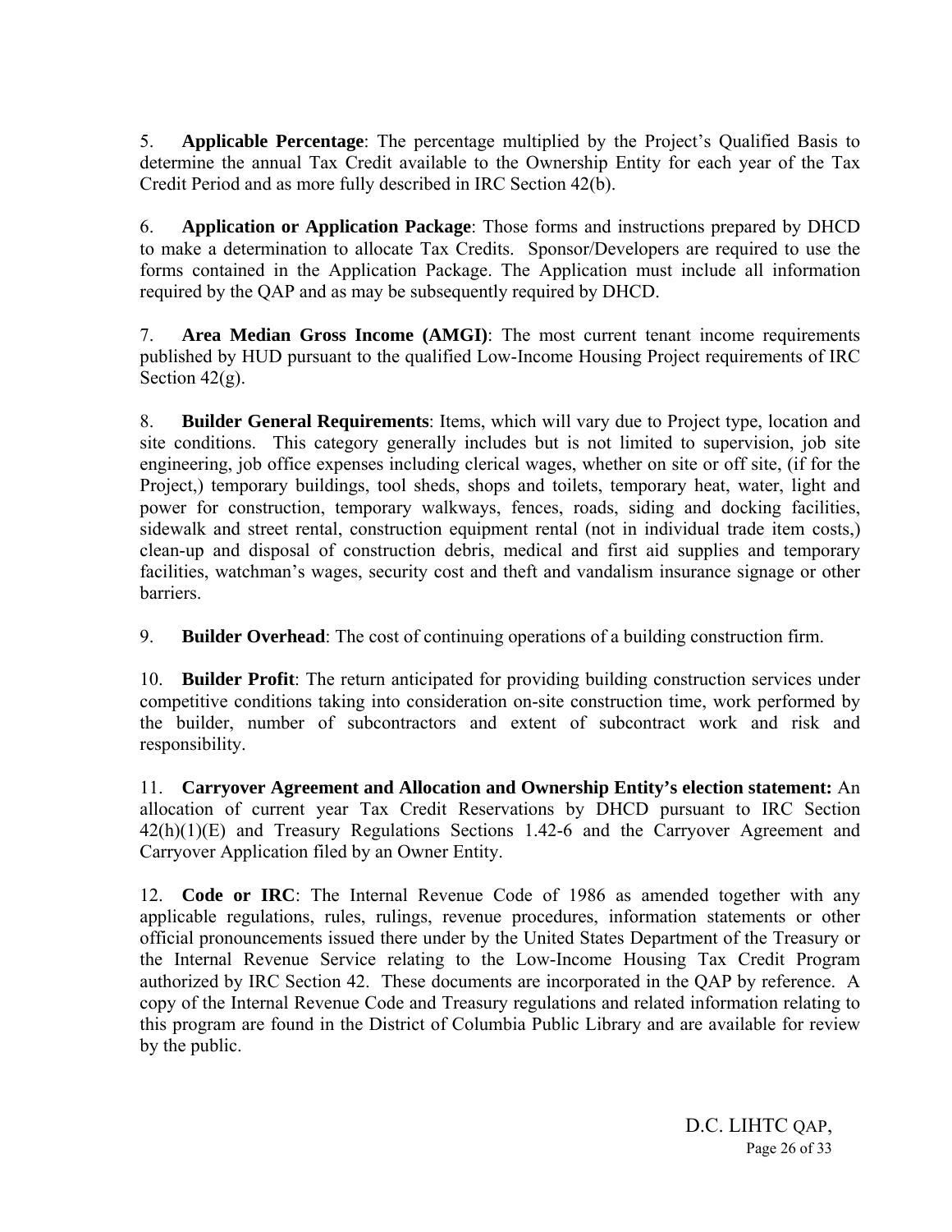5. **Applicable Percentage**: The percentage multiplied by the Project's Qualified Basis to determine the annual Tax Credit available to the Ownership Entity for each year of the Tax Credit Period and as more fully described in IRC Section 42(b).

6. **Application or Application Package**: Those forms and instructions prepared by DHCD to make a determination to allocate Tax Credits. Sponsor/Developers are required to use the forms contained in the Application Package. The Application must include all information required by the QAP and as may be subsequently required by DHCD.

7. **Area Median Gross Income (AMGI)**: The most current tenant income requirements published by HUD pursuant to the qualified Low-Income Housing Project requirements of IRC Section 42(g).

8. **Builder General Requirements**: Items, which will vary due to Project type, location and site conditions. This category generally includes but is not limited to supervision, job site engineering, job office expenses including clerical wages, whether on site or off site, (if for the Project,) temporary buildings, tool sheds, shops and toilets, temporary heat, water, light and power for construction, temporary walkways, fences, roads, siding and docking facilities, sidewalk and street rental, construction equipment rental (not in individual trade item costs,) clean-up and disposal of construction debris, medical and first aid supplies and temporary facilities, watchman's wages, security cost and theft and vandalism insurance signage or other barriers.

9. **Builder Overhead**: The cost of continuing operations of a building construction firm.

10. **Builder Profit**: The return anticipated for providing building construction services under competitive conditions taking into consideration on-site construction time, work performed by the builder, number of subcontractors and extent of subcontract work and risk and responsibility.

11. **Carryover Agreement and Allocation and Ownership Entity's election statement:** An allocation of current year Tax Credit Reservations by DHCD pursuant to IRC Section 42(h)(1)(E) and Treasury Regulations Sections 1.42-6 and the Carryover Agreement and Carryover Application filed by an Owner Entity.

12. **Code or IRC**: The Internal Revenue Code of 1986 as amended together with any applicable regulations, rules, rulings, revenue procedures, information statements or other official pronouncements issued there under by the United States Department of the Treasury or the Internal Revenue Service relating to the Low-Income Housing Tax Credit Program authorized by IRC Section 42. These documents are incorporated in the QAP by reference. A copy of the Internal Revenue Code and Treasury regulations and related information relating to this program are found in the District of Columbia Public Library and are available for review by the public.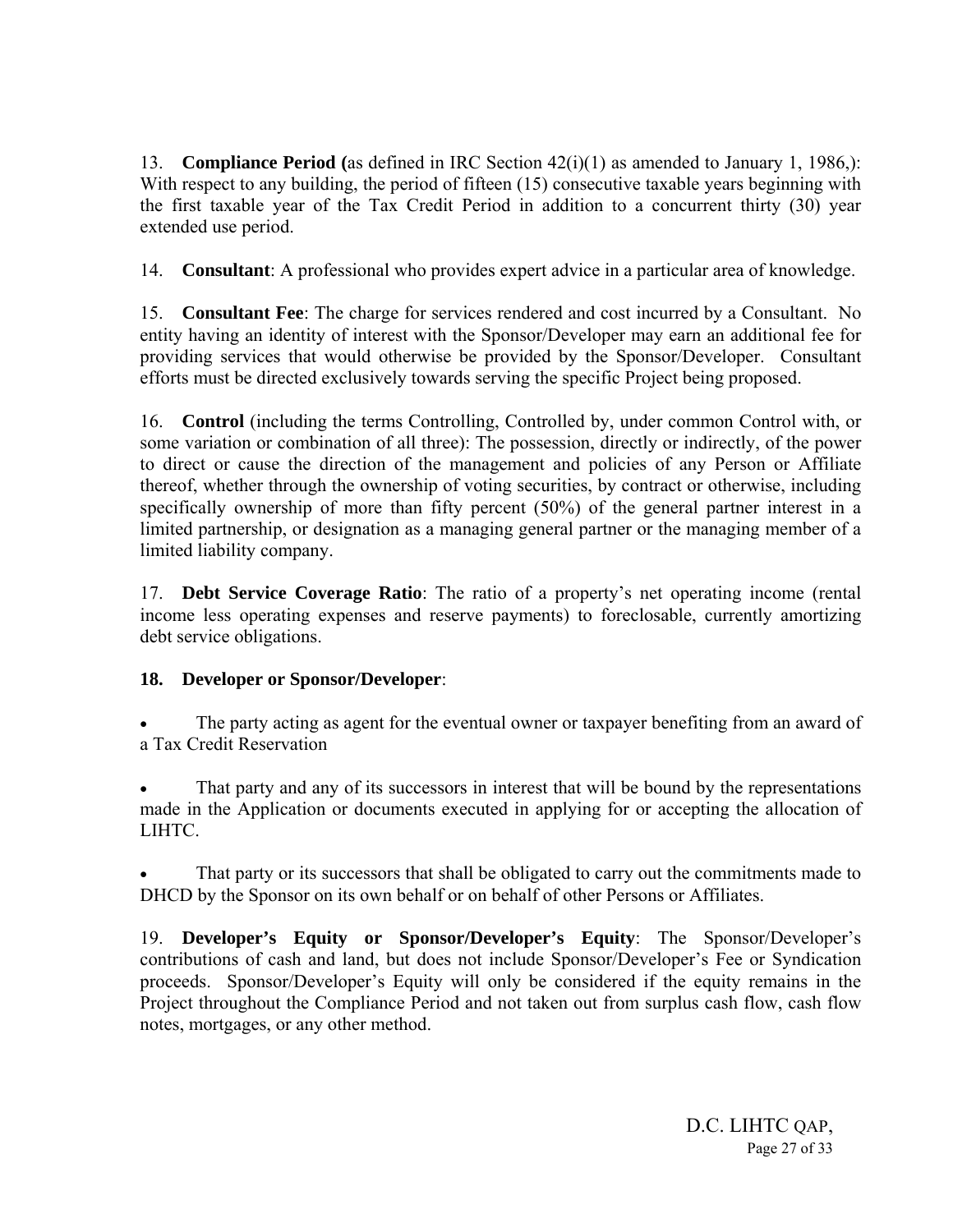13. **Compliance Period (**as defined in IRC Section 42(i)(1) as amended to January 1, 1986,): With respect to any building, the period of fifteen (15) consecutive taxable years beginning with the first taxable year of the Tax Credit Period in addition to a concurrent thirty (30) year extended use period.

14. **Consultant**: A professional who provides expert advice in a particular area of knowledge.

15. **Consultant Fee**: The charge for services rendered and cost incurred by a Consultant. No entity having an identity of interest with the Sponsor/Developer may earn an additional fee for providing services that would otherwise be provided by the Sponsor/Developer. Consultant efforts must be directed exclusively towards serving the specific Project being proposed.

16. **Control** (including the terms Controlling, Controlled by, under common Control with, or some variation or combination of all three): The possession, directly or indirectly, of the power to direct or cause the direction of the management and policies of any Person or Affiliate thereof, whether through the ownership of voting securities, by contract or otherwise, including specifically ownership of more than fifty percent (50%) of the general partner interest in a limited partnership, or designation as a managing general partner or the managing member of a limited liability company.

17. **Debt Service Coverage Ratio**: The ratio of a property's net operating income (rental income less operating expenses and reserve payments) to foreclosable, currently amortizing debt service obligations.

**18. Developer or Sponsor/Developer**:

- The party acting as agent for the eventual owner or taxpayer benefiting from an award of a Tax Credit Reservation
- That party and any of its successors in interest that will be bound by the representations made in the Application or documents executed in applying for or accepting the allocation of LIHTC.
- That party or its successors that shall be obligated to carry out the commitments made to DHCD by the Sponsor on its own behalf or on behalf of other Persons or Affiliates.

19. **Developer's Equity or Sponsor/Developer's Equity**: The Sponsor/Developer's contributions of cash and land, but does not include Sponsor/Developer's Fee or Syndication proceeds. Sponsor/Developer's Equity will only be considered if the equity remains in the Project throughout the Compliance Period and not taken out from surplus cash flow, cash flow notes, mortgages, or any other method.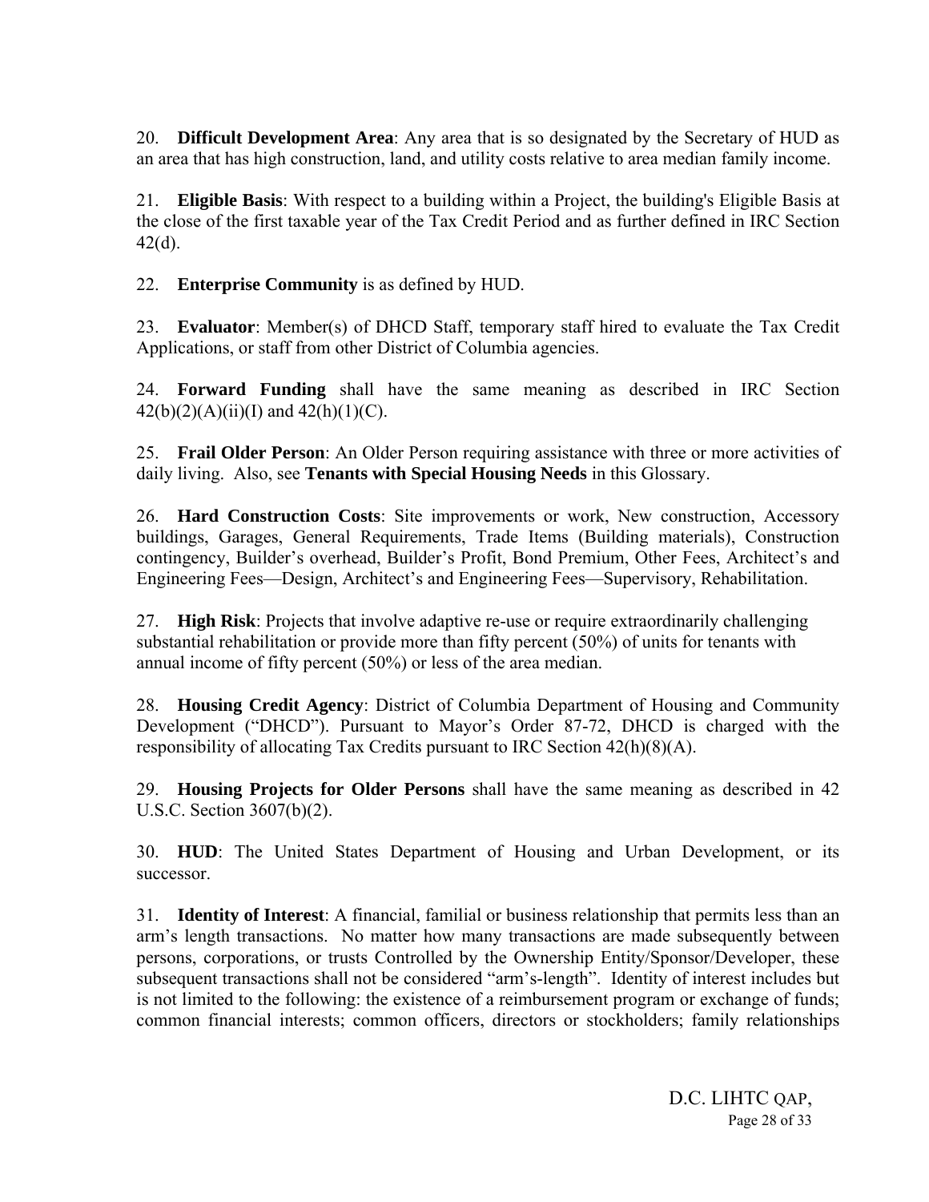20. **Difficult Development Area**: Any area that is so designated by the Secretary of HUD as an area that has high construction, land, and utility costs relative to area median family income.

21. **Eligible Basis**: With respect to a building within a Project, the building's Eligible Basis at the close of the first taxable year of the Tax Credit Period and as further defined in IRC Section 42(d).

22. **Enterprise Community** is as defined by HUD.

23. **Evaluator**: Member(s) of DHCD Staff, temporary staff hired to evaluate the Tax Credit Applications, or staff from other District of Columbia agencies.

24. **Forward Funding** shall have the same meaning as described in IRC Section 42(b)(2)(A)(ii)(I) and 42(h)(1)(C).

25. **Frail Older Person**: An Older Person requiring assistance with three or more activities of daily living. Also, see **Tenants with Special Housing Needs** in this Glossary.

26. **Hard Construction Costs**: Site improvements or work, New construction, Accessory buildings, Garages, General Requirements, Trade Items (Building materials), Construction contingency, Builder's overhead, Builder's Profit, Bond Premium, Other Fees, Architect's and Engineering Fees—Design, Architect's and Engineering Fees—Supervisory, Rehabilitation.

27. **High Risk**: Projects that involve adaptive re-use or require extraordinarily challenging substantial rehabilitation or provide more than fifty percent (50%) of units for tenants with annual income of fifty percent (50%) or less of the area median.

28. **Housing Credit Agency**: District of Columbia Department of Housing and Community Development ("DHCD"). Pursuant to Mayor's Order 87-72, DHCD is charged with the responsibility of allocating Tax Credits pursuant to IRC Section 42(h)(8)(A).

29. **Housing Projects for Older Persons** shall have the same meaning as described in 42 U.S.C. Section 3607(b)(2).

30. **HUD**: The United States Department of Housing and Urban Development, or its successor.

31. **Identity of Interest**: A financial, familial or business relationship that permits less than an arm's length transactions. No matter how many transactions are made subsequently between persons, corporations, or trusts Controlled by the Ownership Entity/Sponsor/Developer, these subsequent transactions shall not be considered "arm's-length". Identity of interest includes but is not limited to the following: the existence of a reimbursement program or exchange of funds; common financial interests; common officers, directors or stockholders; family relationships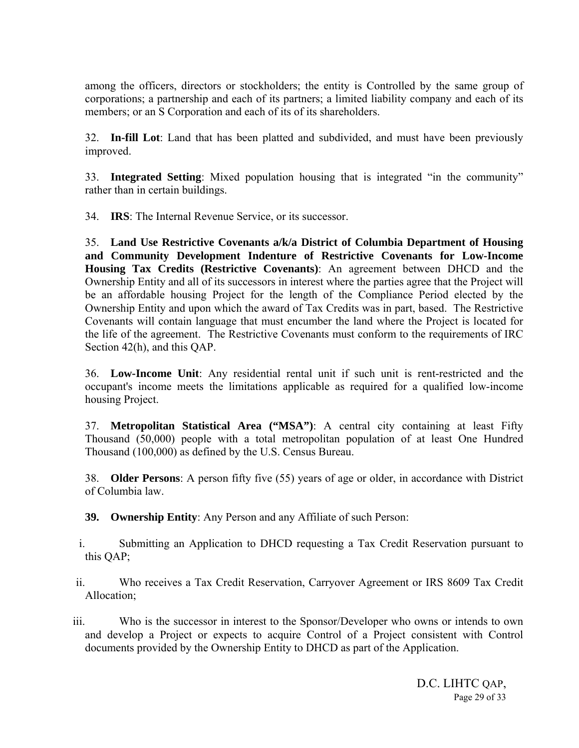among the officers, directors or stockholders; the entity is Controlled by the same group of corporations; a partnership and each of its partners; a limited liability company and each of its members; or an S Corporation and each of its of its shareholders.

32. **In-fill Lot**: Land that has been platted and subdivided, and must have been previously improved.

33. **Integrated Setting**: Mixed population housing that is integrated "in the community" rather than in certain buildings.

34. **IRS**: The Internal Revenue Service, or its successor.

35. **Land Use Restrictive Covenants a/k/a District of Columbia Department of Housing and Community Development Indenture of Restrictive Covenants for Low-Income Housing Tax Credits (Restrictive Covenants)**: An agreement between DHCD and the Ownership Entity and all of its successors in interest where the parties agree that the Project will be an affordable housing Project for the length of the Compliance Period elected by the Ownership Entity and upon which the award of Tax Credits was in part, based. The Restrictive Covenants will contain language that must encumber the land where the Project is located for the life of the agreement. The Restrictive Covenants must conform to the requirements of IRC Section 42(h), and this QAP.

36. **Low-Income Unit**: Any residential rental unit if such unit is rent-restricted and the occupant's income meets the limitations applicable as required for a qualified low-income housing Project.

37. **Metropolitan Statistical Area ("MSA")**: A central city containing at least Fifty Thousand (50,000) people with a total metropolitan population of at least One Hundred Thousand (100,000) as defined by the U.S. Census Bureau.

38. **Older Persons**: A person fifty five (55) years of age or older, in accordance with District of Columbia law.

**39. Ownership Entity**: Any Person and any Affiliate of such Person:

i. Submitting an Application to DHCD requesting a Tax Credit Reservation pursuant to this QAP;

ii. Who receives a Tax Credit Reservation, Carryover Agreement or IRS 8609 Tax Credit Allocation;

iii. Who is the successor in interest to the Sponsor/Developer who owns or intends to own and develop a Project or expects to acquire Control of a Project consistent with Control documents provided by the Ownership Entity to DHCD as part of the Application.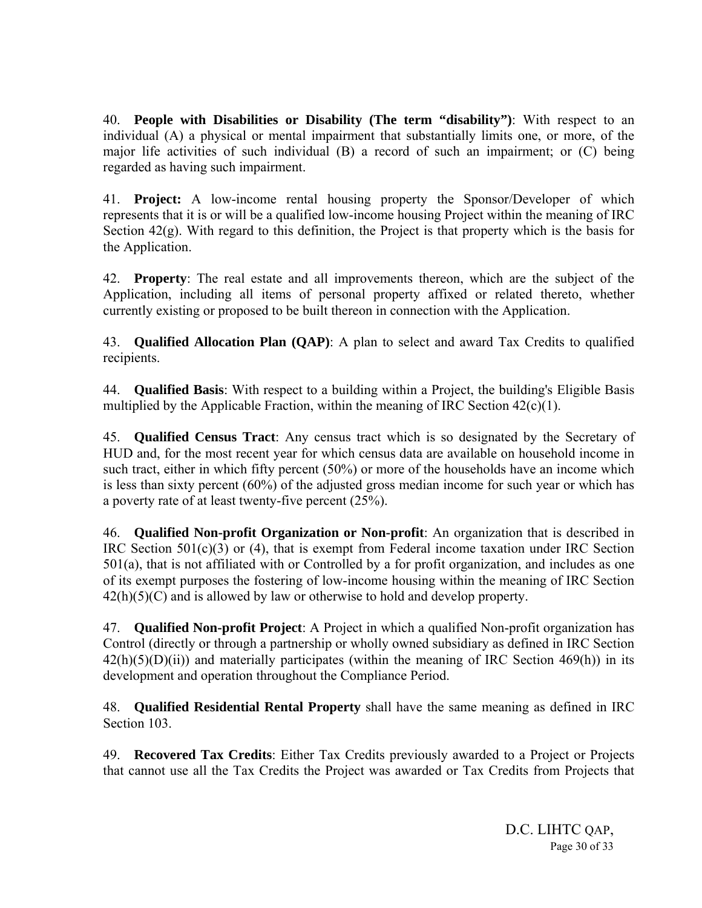40. **People with Disabilities or Disability (The term "disability")**: With respect to an individual (A) a physical or mental impairment that substantially limits one, or more, of the major life activities of such individual (B) a record of such an impairment; or (C) being regarded as having such impairment.

41. **Project:** A low-income rental housing property the Sponsor/Developer of which represents that it is or will be a qualified low-income housing Project within the meaning of IRC Section 42(g). With regard to this definition, the Project is that property which is the basis for the Application.

42. **Property**: The real estate and all improvements thereon, which are the subject of the Application, including all items of personal property affixed or related thereto, whether currently existing or proposed to be built thereon in connection with the Application.

43. **Qualified Allocation Plan (QAP)**: A plan to select and award Tax Credits to qualified recipients.

44. **Qualified Basis**: With respect to a building within a Project, the building's Eligible Basis multiplied by the Applicable Fraction, within the meaning of IRC Section 42(c)(1).

45. **Qualified Census Tract**: Any census tract which is so designated by the Secretary of HUD and, for the most recent year for which census data are available on household income in such tract, either in which fifty percent (50%) or more of the households have an income which is less than sixty percent (60%) of the adjusted gross median income for such year or which has a poverty rate of at least twenty-five percent (25%).

46. **Qualified Non-profit Organization or Non-profit**: An organization that is described in IRC Section 501(c)(3) or (4), that is exempt from Federal income taxation under IRC Section 501(a), that is not affiliated with or Controlled by a for profit organization, and includes as one of its exempt purposes the fostering of low-income housing within the meaning of IRC Section 42(h)(5)(C) and is allowed by law or otherwise to hold and develop property.

47. **Qualified Non-profit Project**: A Project in which a qualified Non-profit organization has Control (directly or through a partnership or wholly owned subsidiary as defined in IRC Section 42(h)(5)(D)(ii)) and materially participates (within the meaning of IRC Section 469(h)) in its development and operation throughout the Compliance Period.

48. **Qualified Residential Rental Property** shall have the same meaning as defined in IRC Section 103.

49. **Recovered Tax Credits**: Either Tax Credits previously awarded to a Project or Projects that cannot use all the Tax Credits the Project was awarded or Tax Credits from Projects that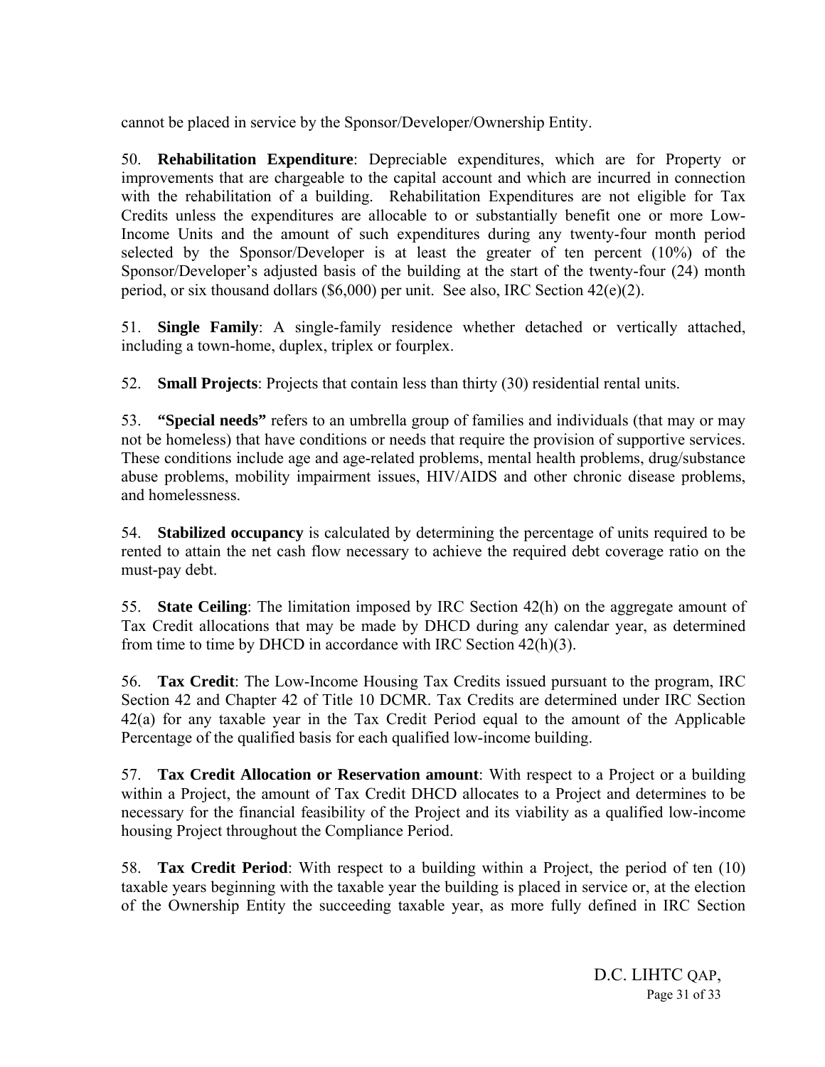cannot be placed in service by the Sponsor/Developer/Ownership Entity.

50. **Rehabilitation Expenditure**: Depreciable expenditures, which are for Property or improvements that are chargeable to the capital account and which are incurred in connection with the rehabilitation of a building. Rehabilitation Expenditures are not eligible for Tax Credits unless the expenditures are allocable to or substantially benefit one or more Low-Income Units and the amount of such expenditures during any twenty-four month period selected by the Sponsor/Developer is at least the greater of ten percent (10%) of the Sponsor/Developer's adjusted basis of the building at the start of the twenty-four (24) month period, or six thousand dollars ($6,000) per unit. See also, IRC Section 42(e)(2).

51. **Single Family**: A single-family residence whether detached or vertically attached, including a town-home, duplex, triplex or fourplex.

52. **Small Projects**: Projects that contain less than thirty (30) residential rental units.

53. **"Special needs"** refers to an umbrella group of families and individuals (that may or may not be homeless) that have conditions or needs that require the provision of supportive services. These conditions include age and age-related problems, mental health problems, drug/substance abuse problems, mobility impairment issues, HIV/AIDS and other chronic disease problems, and homelessness.

54. **Stabilized occupancy** is calculated by determining the percentage of units required to be rented to attain the net cash flow necessary to achieve the required debt coverage ratio on the must-pay debt.

55. **State Ceiling**: The limitation imposed by IRC Section 42(h) on the aggregate amount of Tax Credit allocations that may be made by DHCD during any calendar year, as determined from time to time by DHCD in accordance with IRC Section 42(h)(3).

56. **Tax Credit**: The Low-Income Housing Tax Credits issued pursuant to the program, IRC Section 42 and Chapter 42 of Title 10 DCMR. Tax Credits are determined under IRC Section 42(a) for any taxable year in the Tax Credit Period equal to the amount of the Applicable Percentage of the qualified basis for each qualified low-income building.

57. **Tax Credit Allocation or Reservation amount**: With respect to a Project or a building within a Project, the amount of Tax Credit DHCD allocates to a Project and determines to be necessary for the financial feasibility of the Project and its viability as a qualified low-income housing Project throughout the Compliance Period.

58. **Tax Credit Period**: With respect to a building within a Project, the period of ten (10) taxable years beginning with the taxable year the building is placed in service or, at the election of the Ownership Entity the succeeding taxable year, as more fully defined in IRC Section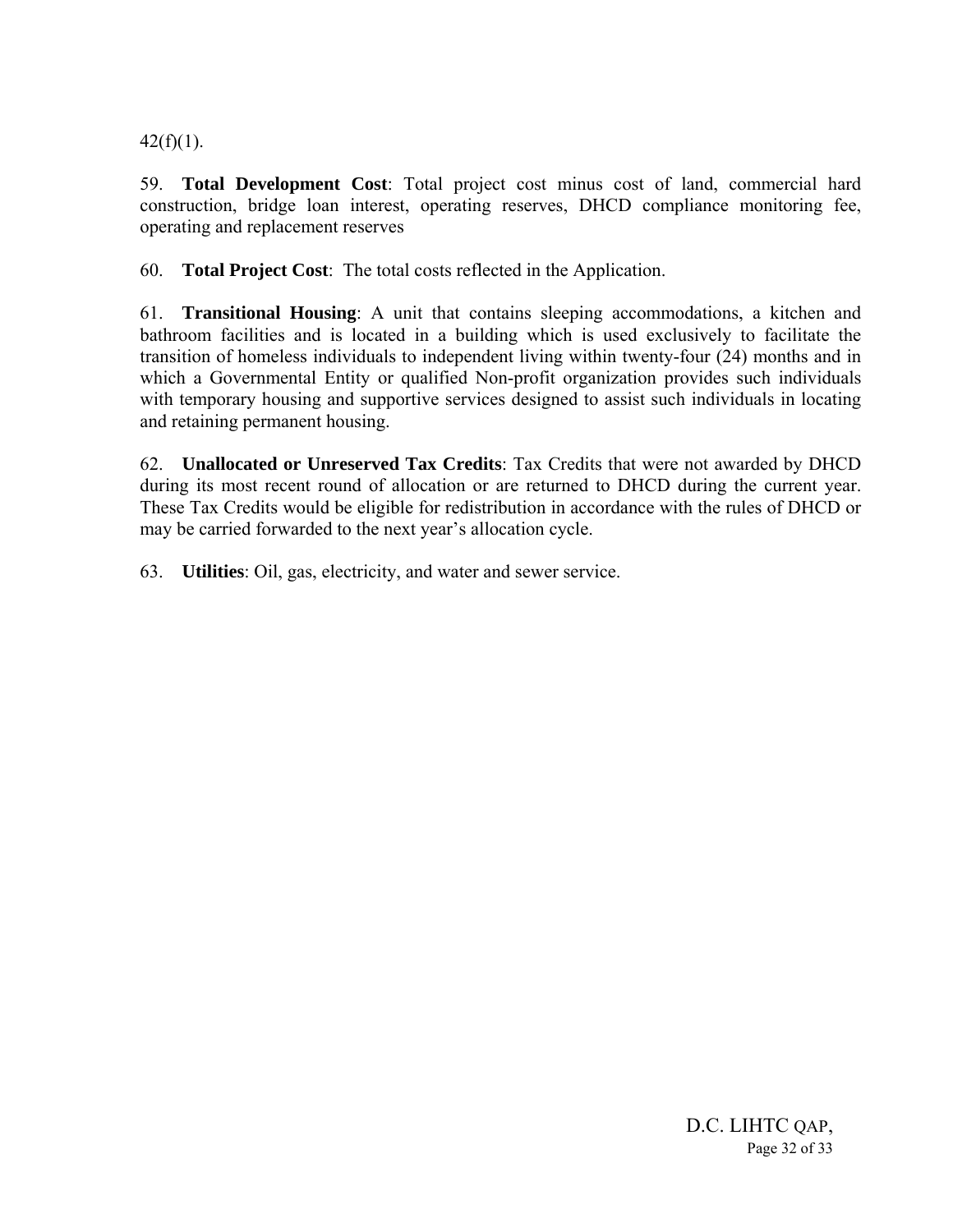42(f)(1).

59. **Total Development Cost**: Total project cost minus cost of land, commercial hard construction, bridge loan interest, operating reserves, DHCD compliance monitoring fee, operating and replacement reserves

60. **Total Project Cost**: The total costs reflected in the Application.

61. **Transitional Housing**: A unit that contains sleeping accommodations, a kitchen and bathroom facilities and is located in a building which is used exclusively to facilitate the transition of homeless individuals to independent living within twenty-four (24) months and in which a Governmental Entity or qualified Non-profit organization provides such individuals with temporary housing and supportive services designed to assist such individuals in locating and retaining permanent housing.

62. **Unallocated or Unreserved Tax Credits**: Tax Credits that were not awarded by DHCD during its most recent round of allocation or are returned to DHCD during the current year. These Tax Credits would be eligible for redistribution in accordance with the rules of DHCD or may be carried forwarded to the next year's allocation cycle.

63. **Utilities**: Oil, gas, electricity, and water and sewer service.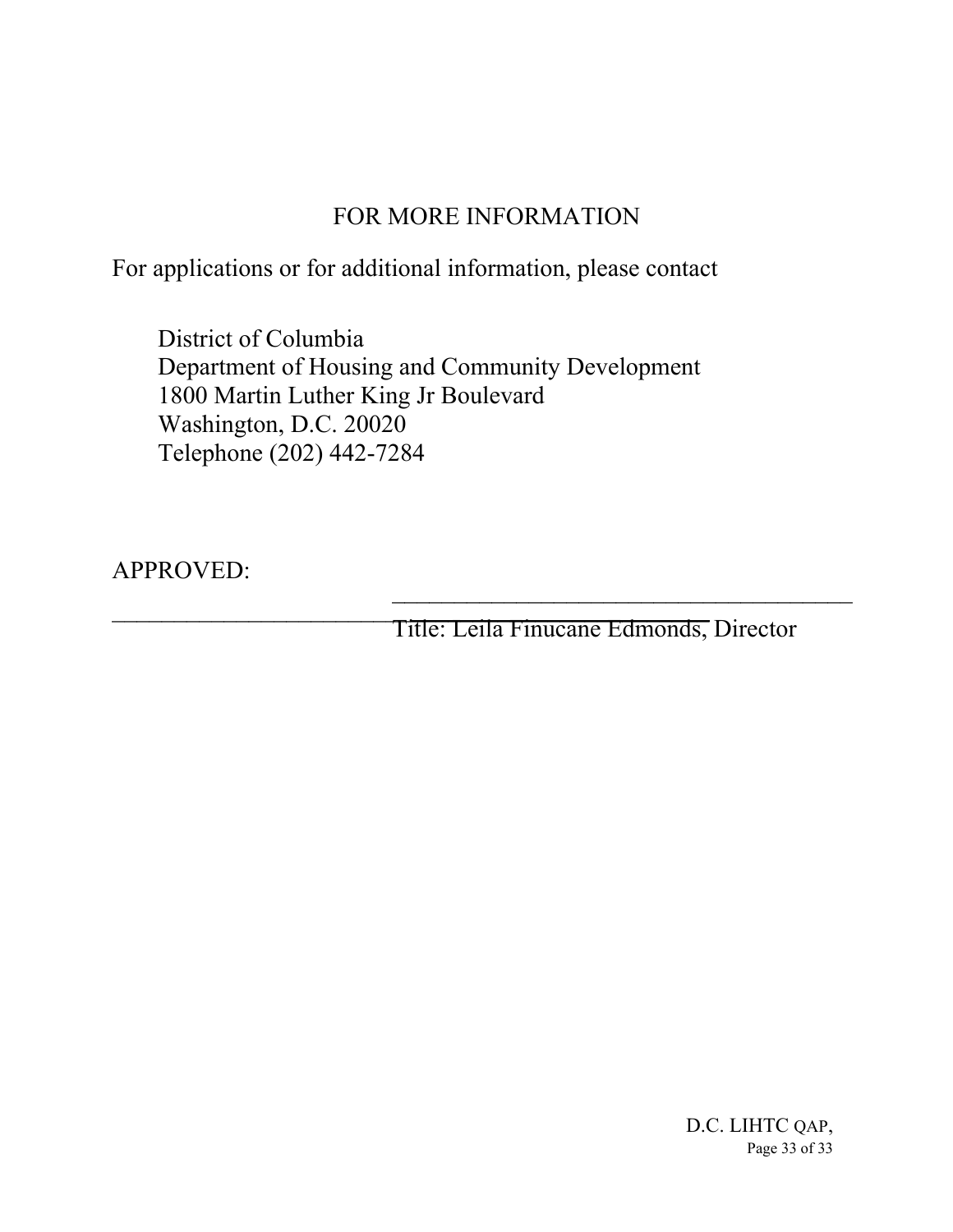## FOR MORE INFORMATION

For applications or for additional information, please contact

District of Columbia
Department of Housing and Community Development
1800 Martin Luther King Jr Boulevard
Washington, D.C. 20020
Telephone (202) 442-7284

APPROVED:

______________________________________

Title: Leila Finucane Edmonds, Director